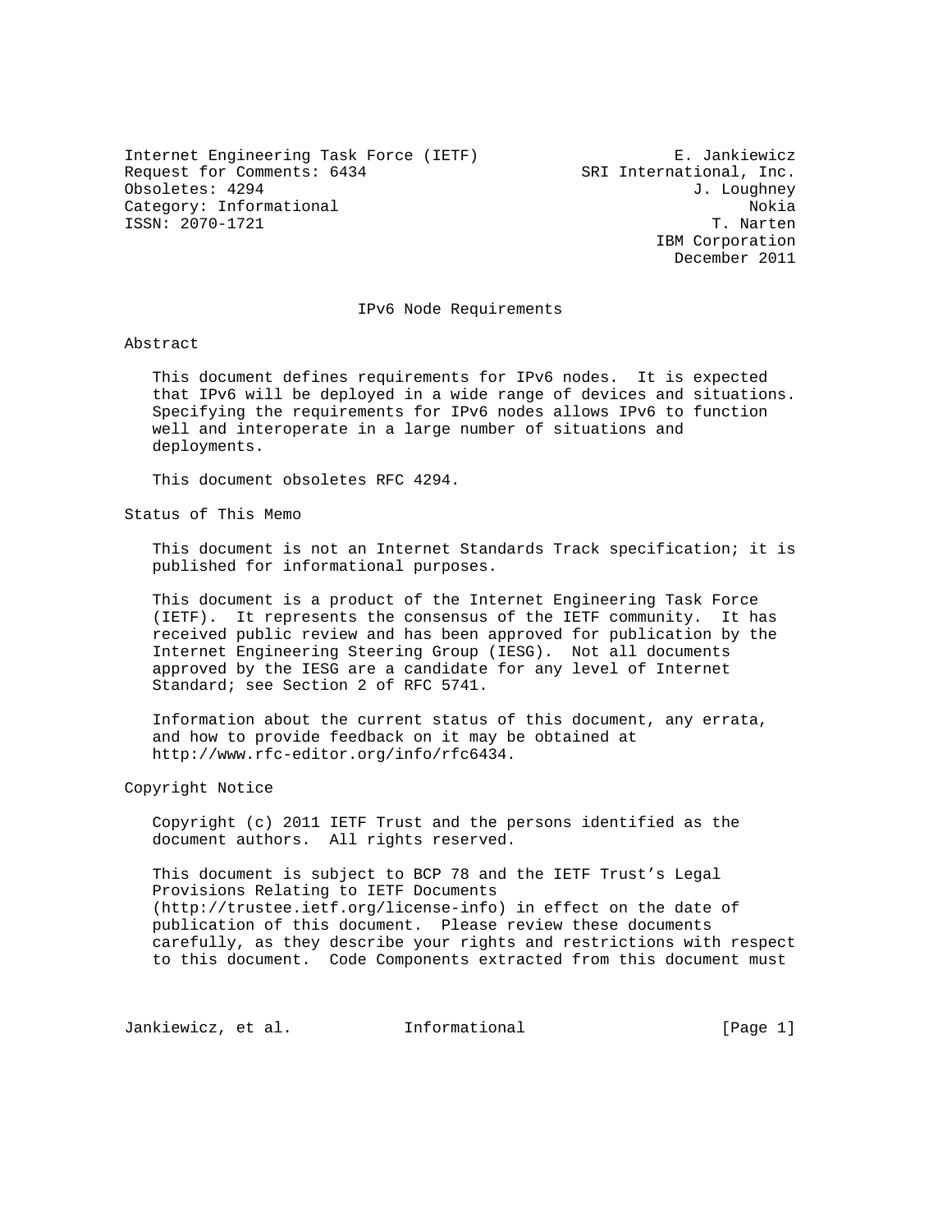Internet Engineering Task Force (IETF)
Request for Comments: 6434
Obsoletes: 4294
Category: Informational
ISSN: 2070-1721

E. Jankiewicz
SRI International, Inc.
J. Loughney
Nokia
T. Narten
IBM Corporation
December 2011

# IPv6 Node Requirements

## Abstract

This document defines requirements for IPv6 nodes. It is expected that IPv6 will be deployed in a wide range of devices and situations. Specifying the requirements for IPv6 nodes allows IPv6 to function well and interoperate in a large number of situations and deployments.

This document obsoletes RFC 4294.

## Status of This Memo

This document is not an Internet Standards Track specification; it is published for informational purposes.

This document is a product of the Internet Engineering Task Force (IETF). It represents the consensus of the IETF community. It has received public review and has been approved for publication by the Internet Engineering Steering Group (IESG). Not all documents approved by the IESG are a candidate for any level of Internet Standard; see Section 2 of RFC 5741.

Information about the current status of this document, any errata, and how to provide feedback on it may be obtained at http://www.rfc-editor.org/info/rfc6434.

## Copyright Notice

Copyright (c) 2011 IETF Trust and the persons identified as the document authors. All rights reserved.

This document is subject to BCP 78 and the IETF Trust's Legal Provisions Relating to IETF Documents (http://trustee.ietf.org/license-info) in effect on the date of publication of this document. Please review these documents carefully, as they describe your rights and restrictions with respect to this document. Code Components extracted from this document must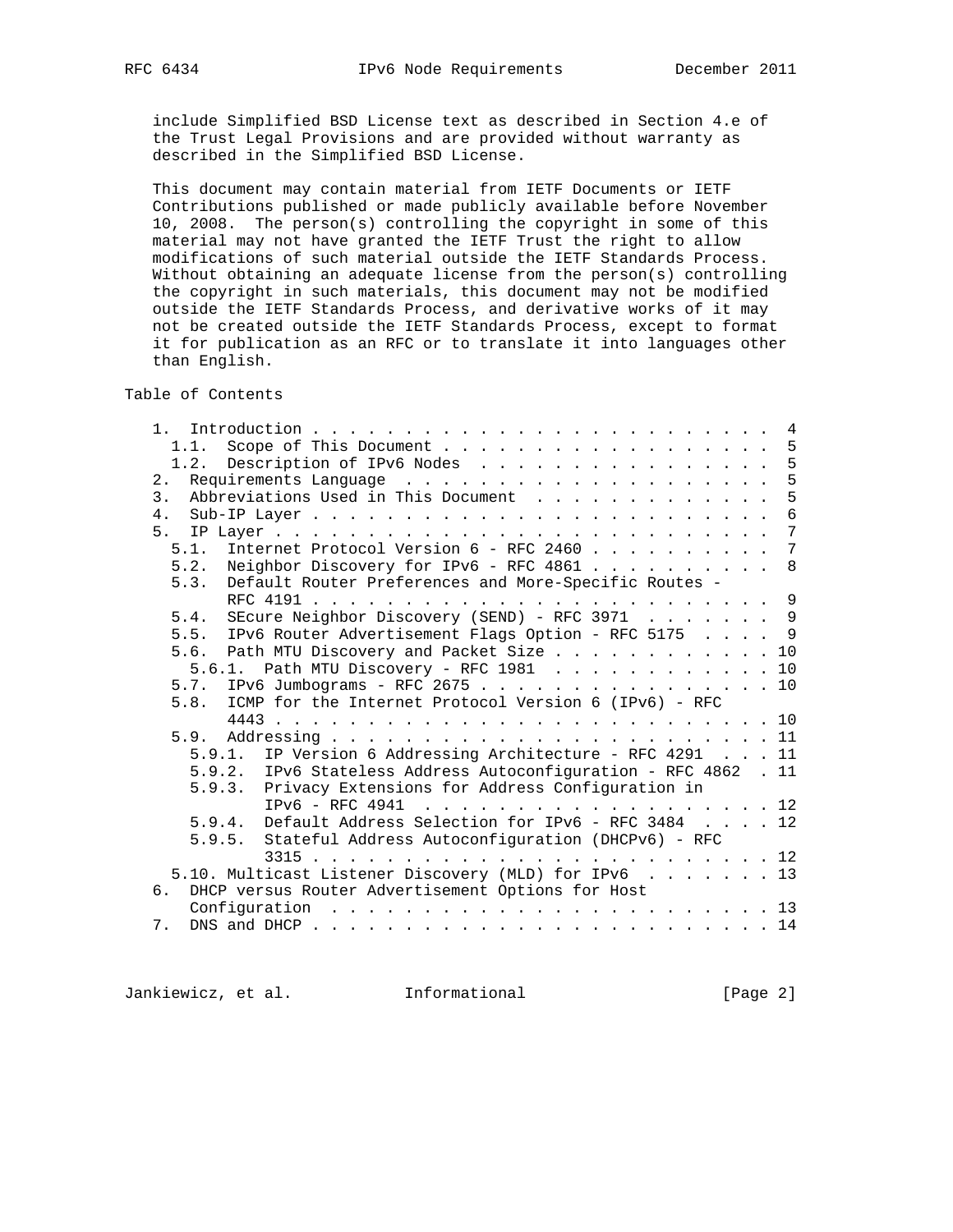include Simplified BSD License text as described in Section 4.e of the Trust Legal Provisions and are provided without warranty as described in the Simplified BSD License.

This document may contain material from IETF Documents or IETF Contributions published or made publicly available before November 10, 2008. The person(s) controlling the copyright in some of this material may not have granted the IETF Trust the right to allow modifications of such material outside the IETF Standards Process. Without obtaining an adequate license from the person(s) controlling the copyright in such materials, this document may not be modified outside the IETF Standards Process, and derivative works of it may not be created outside the IETF Standards Process, except to format it for publication as an RFC or to translate it into languages other than English.

## Table of Contents

```
   1.  Introduction . . . . . . . . . . . . . . . . . . . . . . . . .  4
     1.1.  Scope of This Document . . . . . . . . . . . . . . . . . .  5
     1.2.  Description of IPv6 Nodes  . . . . . . . . . . . . . . . .  5
   2.  Requirements Language  . . . . . . . . . . . . . . . . . . . .  5
   3.  Abbreviations Used in This Document  . . . . . . . . . . . . .  5
   4.  Sub-IP Layer . . . . . . . . . . . . . . . . . . . . . . . . .  6
   5.  IP Layer . . . . . . . . . . . . . . . . . . . . . . . . . . .  7
     5.1.  Internet Protocol Version 6 - RFC 2460 . . . . . . . . . .  7
     5.2.  Neighbor Discovery for IPv6 - RFC 4861 . . . . . . . . . .  8
     5.3.  Default Router Preferences and More-Specific Routes -
           RFC 4191 . . . . . . . . . . . . . . . . . . . . . . . . .  9
     5.4.  SEcure Neighbor Discovery (SEND) - RFC 3971  . . . . . . .  9
     5.5.  IPv6 Router Advertisement Flags Option - RFC 5175  . . . .  9
     5.6.  Path MTU Discovery and Packet Size . . . . . . . . . . . . 10
       5.6.1.  Path MTU Discovery - RFC 1981  . . . . . . . . . . . . 10
     5.7.  IPv6 Jumbograms - RFC 2675 . . . . . . . . . . . . . . . . 10
     5.8.  ICMP for the Internet Protocol Version 6 (IPv6) - RFC
           4443 . . . . . . . . . . . . . . . . . . . . . . . . . . . 10
     5.9.  Addressing . . . . . . . . . . . . . . . . . . . . . . . . 11
       5.9.1.  IP Version 6 Addressing Architecture - RFC 4291  . . . 11
       5.9.2.  IPv6 Stateless Address Autoconfiguration - RFC 4862  . 11
       5.9.3.  Privacy Extensions for Address Configuration in
               IPv6 - RFC 4941  . . . . . . . . . . . . . . . . . . . 12
       5.9.4.  Default Address Selection for IPv6 - RFC 3484  . . . . 12
       5.9.5.  Stateful Address Autoconfiguration (DHCPv6) - RFC
               3315 . . . . . . . . . . . . . . . . . . . . . . . . . 12
     5.10. Multicast Listener Discovery (MLD) for IPv6  . . . . . . . 13
   6.  DHCP versus Router Advertisement Options for Host
       Configuration  . . . . . . . . . . . . . . . . . . . . . . . . 13
   7.  DNS and DHCP . . . . . . . . . . . . . . . . . . . . . . . . . 14
```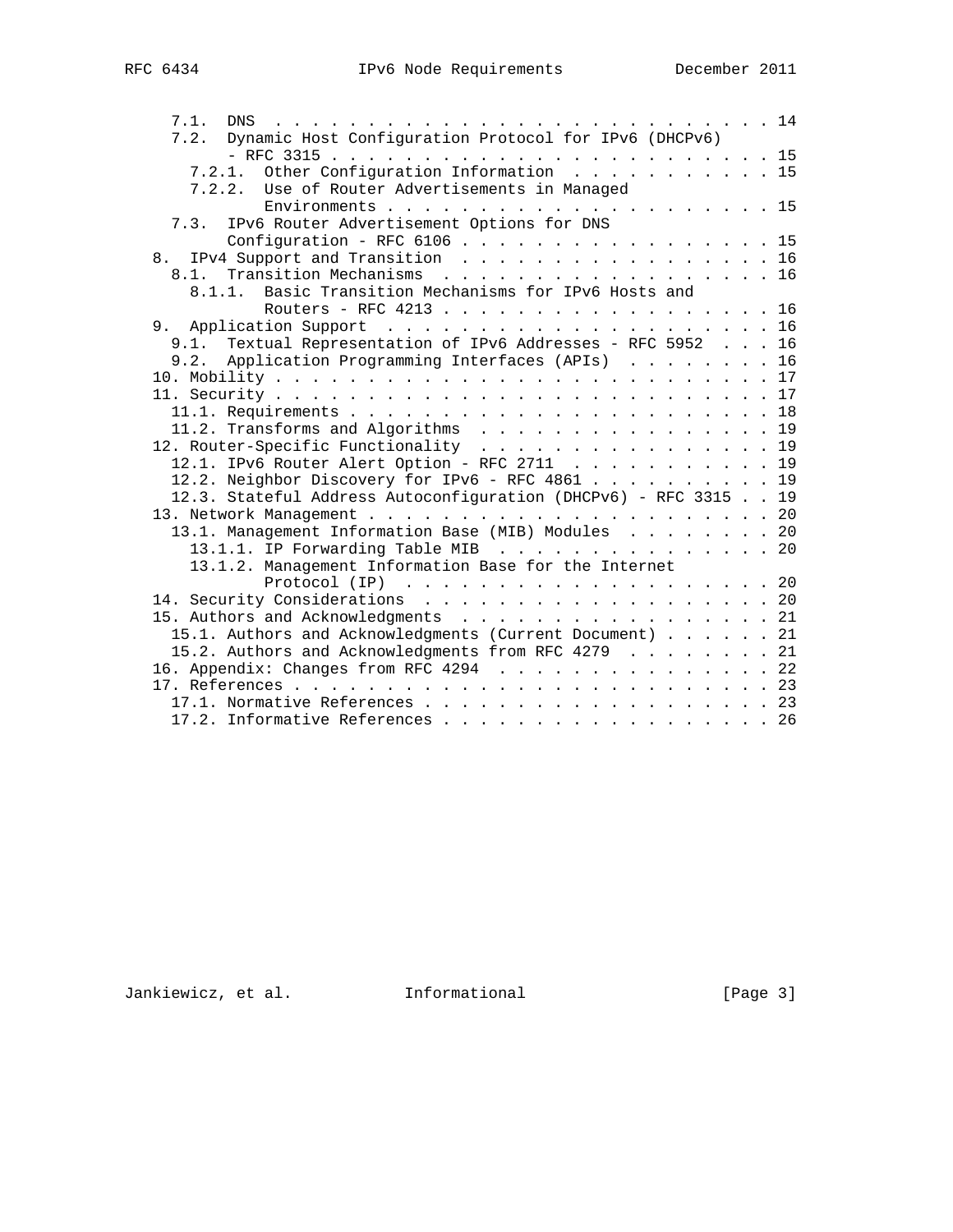```
   7.1.  DNS  . . . . . . . . . . . . . . . . . . . . . . . . . . . . 14
   7.2.  Dynamic Host Configuration Protocol for IPv6 (DHCPv6)
         - RFC 3315 . . . . . . . . . . . . . . . . . . . . . . . . . 15
     7.2.1.  Other Configuration Information  . . . . . . . . . . . 15
     7.2.2.  Use of Router Advertisements in Managed
             Environments . . . . . . . . . . . . . . . . . . . . . 15
   7.3.  IPv6 Router Advertisement Options for DNS
         Configuration - RFC 6106 . . . . . . . . . . . . . . . . . . 15
 8.  IPv4 Support and Transition  . . . . . . . . . . . . . . . . . . 16
   8.1.  Transition Mechanisms  . . . . . . . . . . . . . . . . . . . 16
     8.1.1.  Basic Transition Mechanisms for IPv6 Hosts and
             Routers - RFC 4213 . . . . . . . . . . . . . . . . . . 16
 9.  Application Support  . . . . . . . . . . . . . . . . . . . . . . 16
   9.1.  Textual Representation of IPv6 Addresses - RFC 5952  . . . 16
   9.2.  Application Programming Interfaces (APIs)  . . . . . . . . . 16
 10. Mobility . . . . . . . . . . . . . . . . . . . . . . . . . . . . 17
 11. Security . . . . . . . . . . . . . . . . . . . . . . . . . . . . 17
   11.1. Requirements . . . . . . . . . . . . . . . . . . . . . . . . 18
   11.2. Transforms and Algorithms  . . . . . . . . . . . . . . . . . 19
 12. Router-Specific Functionality  . . . . . . . . . . . . . . . . . 19
   12.1. IPv6 Router Alert Option - RFC 2711  . . . . . . . . . . . 19
   12.2. Neighbor Discovery for IPv6 - RFC 4861 . . . . . . . . . . 19
   12.3. Stateful Address Autoconfiguration (DHCPv6) - RFC 3315 . . 19
 13. Network Management . . . . . . . . . . . . . . . . . . . . . . . 20
   13.1. Management Information Base (MIB) Modules  . . . . . . . . 20
     13.1.1. IP Forwarding Table MIB  . . . . . . . . . . . . . . . 20
     13.1.2. Management Information Base for the Internet
             Protocol (IP)  . . . . . . . . . . . . . . . . . . . . 20
 14. Security Considerations  . . . . . . . . . . . . . . . . . . . . 20
 15. Authors and Acknowledgments  . . . . . . . . . . . . . . . . . . 21
   15.1. Authors and Acknowledgments (Current Document) . . . . . . 21
   15.2. Authors and Acknowledgments from RFC 4279  . . . . . . . . 21
 16. Appendix: Changes from RFC 4294  . . . . . . . . . . . . . . . . 22
 17. References . . . . . . . . . . . . . . . . . . . . . . . . . . . 23
   17.1. Normative References . . . . . . . . . . . . . . . . . . . . 23
   17.2. Informative References . . . . . . . . . . . . . . . . . . . 26
```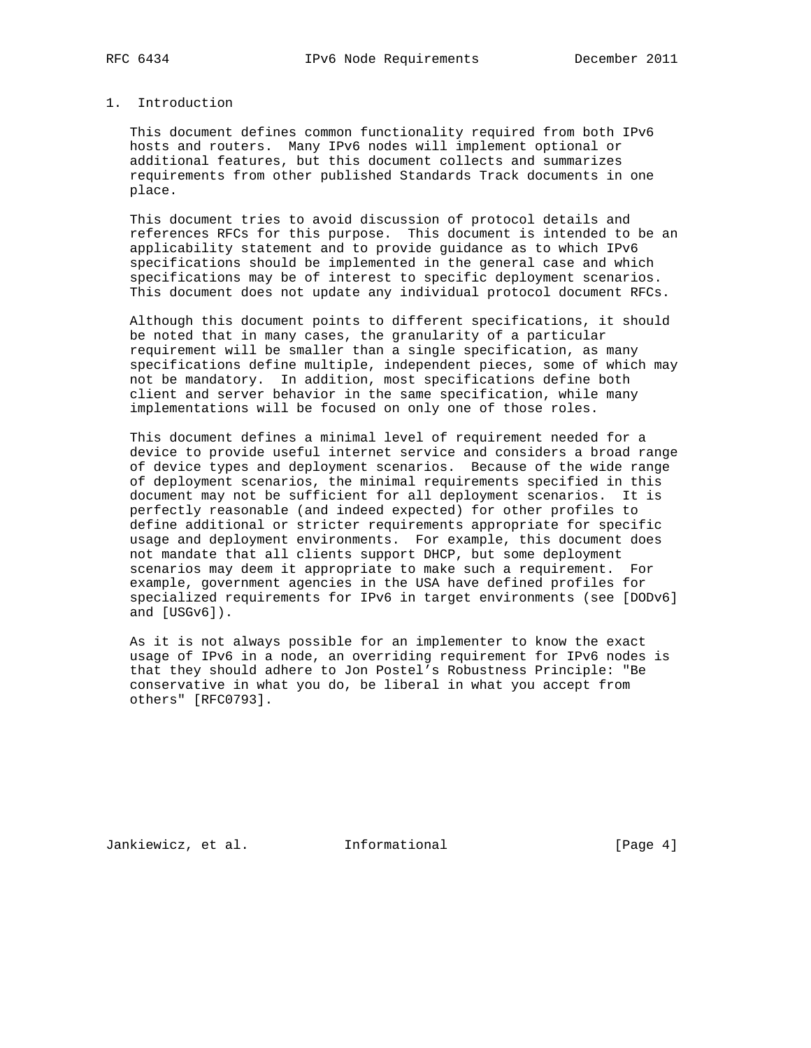# 1. Introduction

This document defines common functionality required from both IPv6 hosts and routers. Many IPv6 nodes will implement optional or additional features, but this document collects and summarizes requirements from other published Standards Track documents in one place.

This document tries to avoid discussion of protocol details and references RFCs for this purpose. This document is intended to be an applicability statement and to provide guidance as to which IPv6 specifications should be implemented in the general case and which specifications may be of interest to specific deployment scenarios. This document does not update any individual protocol document RFCs.

Although this document points to different specifications, it should be noted that in many cases, the granularity of a particular requirement will be smaller than a single specification, as many specifications define multiple, independent pieces, some of which may not be mandatory. In addition, most specifications define both client and server behavior in the same specification, while many implementations will be focused on only one of those roles.

This document defines a minimal level of requirement needed for a device to provide useful internet service and considers a broad range of device types and deployment scenarios. Because of the wide range of deployment scenarios, the minimal requirements specified in this document may not be sufficient for all deployment scenarios. It is perfectly reasonable (and indeed expected) for other profiles to define additional or stricter requirements appropriate for specific usage and deployment environments. For example, this document does not mandate that all clients support DHCP, but some deployment scenarios may deem it appropriate to make such a requirement. For example, government agencies in the USA have defined profiles for specialized requirements for IPv6 in target environments (see [DODv6] and [USGv6]).

As it is not always possible for an implementer to know the exact usage of IPv6 in a node, an overriding requirement for IPv6 nodes is that they should adhere to Jon Postel's Robustness Principle: "Be conservative in what you do, be liberal in what you accept from others" [RFC0793].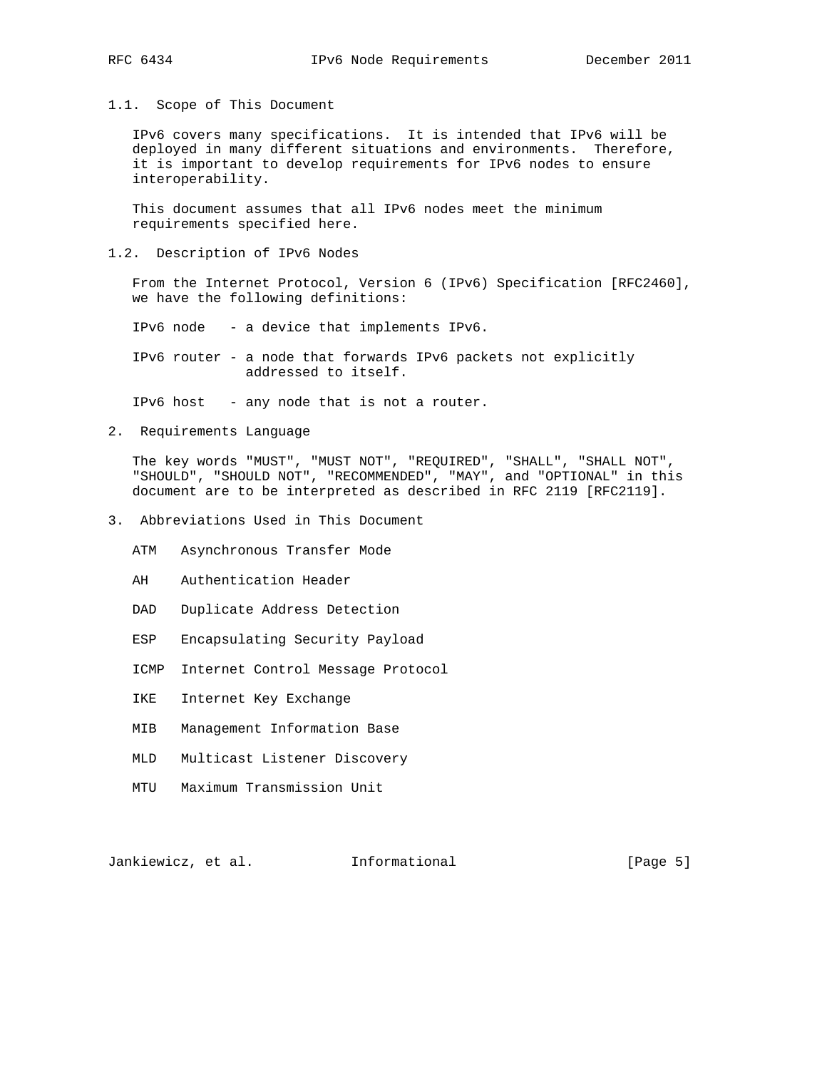### 1.1. Scope of This Document

IPv6 covers many specifications. It is intended that IPv6 will be deployed in many different situations and environments. Therefore, it is important to develop requirements for IPv6 nodes to ensure interoperability.

This document assumes that all IPv6 nodes meet the minimum requirements specified here.

### 1.2. Description of IPv6 Nodes

From the Internet Protocol, Version 6 (IPv6) Specification [RFC2460], we have the following definitions:

IPv6 node - a device that implements IPv6.

IPv6 router - a node that forwards IPv6 packets not explicitly addressed to itself.

IPv6 host - any node that is not a router.

## 2. Requirements Language

The key words "MUST", "MUST NOT", "REQUIRED", "SHALL", "SHALL NOT", "SHOULD", "SHOULD NOT", "RECOMMENDED", "MAY", and "OPTIONAL" in this document are to be interpreted as described in RFC 2119 [RFC2119].

## 3. Abbreviations Used in This Document

- ATM Asynchronous Transfer Mode
- AH Authentication Header
- DAD Duplicate Address Detection
- ESP Encapsulating Security Payload
- ICMP Internet Control Message Protocol
- IKE Internet Key Exchange
- MIB Management Information Base
- MLD Multicast Listener Discovery
- MTU Maximum Transmission Unit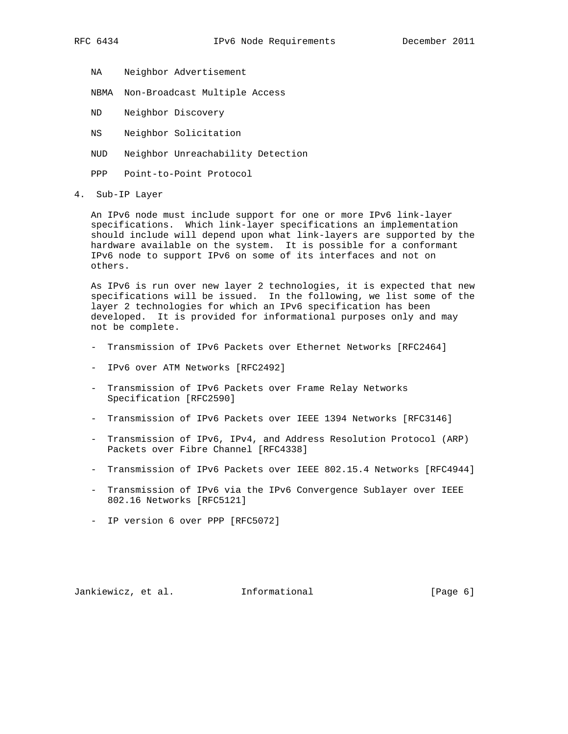NA Neighbor Advertisement

NBMA Non-Broadcast Multiple Access

ND Neighbor Discovery

NS Neighbor Solicitation

NUD Neighbor Unreachability Detection

PPP Point-to-Point Protocol

## 4. Sub-IP Layer

An IPv6 node must include support for one or more IPv6 link-layer specifications. Which link-layer specifications an implementation should include will depend upon what link-layers are supported by the hardware available on the system. It is possible for a conformant IPv6 node to support IPv6 on some of its interfaces and not on others.

As IPv6 is run over new layer 2 technologies, it is expected that new specifications will be issued. In the following, we list some of the layer 2 technologies for which an IPv6 specification has been developed. It is provided for informational purposes only and may not be complete.

- Transmission of IPv6 Packets over Ethernet Networks [RFC2464]
- IPv6 over ATM Networks [RFC2492]
- Transmission of IPv6 Packets over Frame Relay Networks Specification [RFC2590]
- Transmission of IPv6 Packets over IEEE 1394 Networks [RFC3146]
- Transmission of IPv6, IPv4, and Address Resolution Protocol (ARP) Packets over Fibre Channel [RFC4338]
- Transmission of IPv6 Packets over IEEE 802.15.4 Networks [RFC4944]
- Transmission of IPv6 via the IPv6 Convergence Sublayer over IEEE 802.16 Networks [RFC5121]
- IP version 6 over PPP [RFC5072]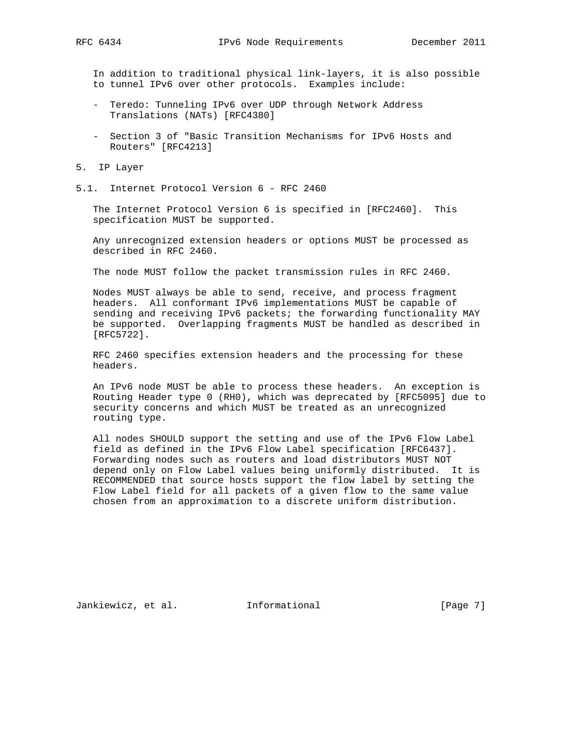In addition to traditional physical link-layers, it is also possible to tunnel IPv6 over other protocols. Examples include:

- Teredo: Tunneling IPv6 over UDP through Network Address Translations (NATs) [RFC4380]

- Section 3 of "Basic Transition Mechanisms for IPv6 Hosts and Routers" [RFC4213]

# 5. IP Layer

## 5.1. Internet Protocol Version 6 - RFC 2460

The Internet Protocol Version 6 is specified in [RFC2460]. This specification MUST be supported.

Any unrecognized extension headers or options MUST be processed as described in RFC 2460.

The node MUST follow the packet transmission rules in RFC 2460.

Nodes MUST always be able to send, receive, and process fragment headers. All conformant IPv6 implementations MUST be capable of sending and receiving IPv6 packets; the forwarding functionality MAY be supported. Overlapping fragments MUST be handled as described in [RFC5722].

RFC 2460 specifies extension headers and the processing for these headers.

An IPv6 node MUST be able to process these headers. An exception is Routing Header type 0 (RH0), which was deprecated by [RFC5095] due to security concerns and which MUST be treated as an unrecognized routing type.

All nodes SHOULD support the setting and use of the IPv6 Flow Label field as defined in the IPv6 Flow Label specification [RFC6437]. Forwarding nodes such as routers and load distributors MUST NOT depend only on Flow Label values being uniformly distributed. It is RECOMMENDED that source hosts support the flow label by setting the Flow Label field for all packets of a given flow to the same value chosen from an approximation to a discrete uniform distribution.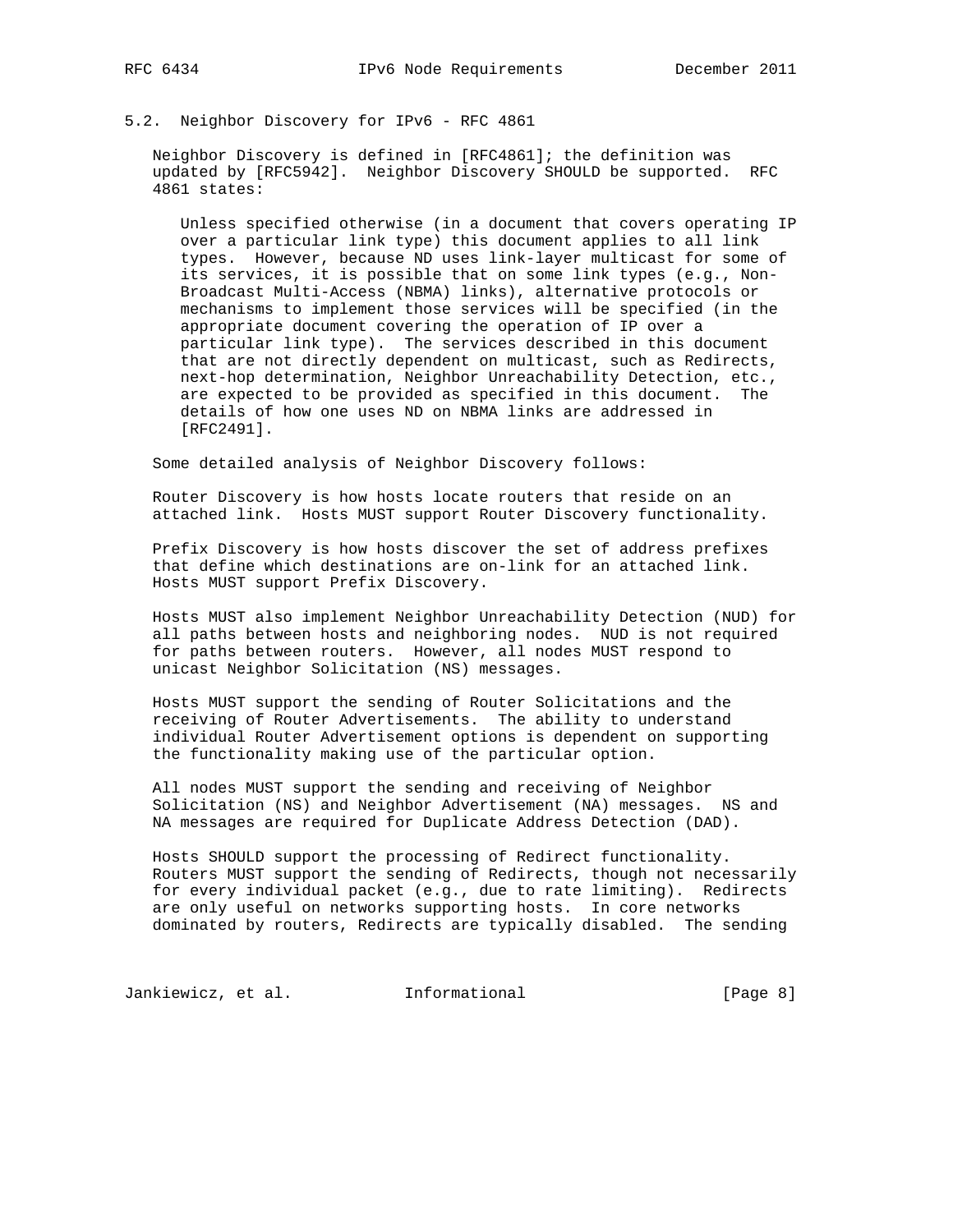### 5.2. Neighbor Discovery for IPv6 - RFC 4861

Neighbor Discovery is defined in [RFC4861]; the definition was updated by [RFC5942]. Neighbor Discovery SHOULD be supported. RFC 4861 states:

> Unless specified otherwise (in a document that covers operating IP over a particular link type) this document applies to all link types. However, because ND uses link-layer multicast for some of its services, it is possible that on some link types (e.g., Non-Broadcast Multi-Access (NBMA) links), alternative protocols or mechanisms to implement those services will be specified (in the appropriate document covering the operation of IP over a particular link type). The services described in this document that are not directly dependent on multicast, such as Redirects, next-hop determination, Neighbor Unreachability Detection, etc., are expected to be provided as specified in this document. The details of how one uses ND on NBMA links are addressed in [RFC2491].

Some detailed analysis of Neighbor Discovery follows:

Router Discovery is how hosts locate routers that reside on an attached link. Hosts MUST support Router Discovery functionality.

Prefix Discovery is how hosts discover the set of address prefixes that define which destinations are on-link for an attached link. Hosts MUST support Prefix Discovery.

Hosts MUST also implement Neighbor Unreachability Detection (NUD) for all paths between hosts and neighboring nodes. NUD is not required for paths between routers. However, all nodes MUST respond to unicast Neighbor Solicitation (NS) messages.

Hosts MUST support the sending of Router Solicitations and the receiving of Router Advertisements. The ability to understand individual Router Advertisement options is dependent on supporting the functionality making use of the particular option.

All nodes MUST support the sending and receiving of Neighbor Solicitation (NS) and Neighbor Advertisement (NA) messages. NS and NA messages are required for Duplicate Address Detection (DAD).

Hosts SHOULD support the processing of Redirect functionality. Routers MUST support the sending of Redirects, though not necessarily for every individual packet (e.g., due to rate limiting). Redirects are only useful on networks supporting hosts. In core networks dominated by routers, Redirects are typically disabled. The sending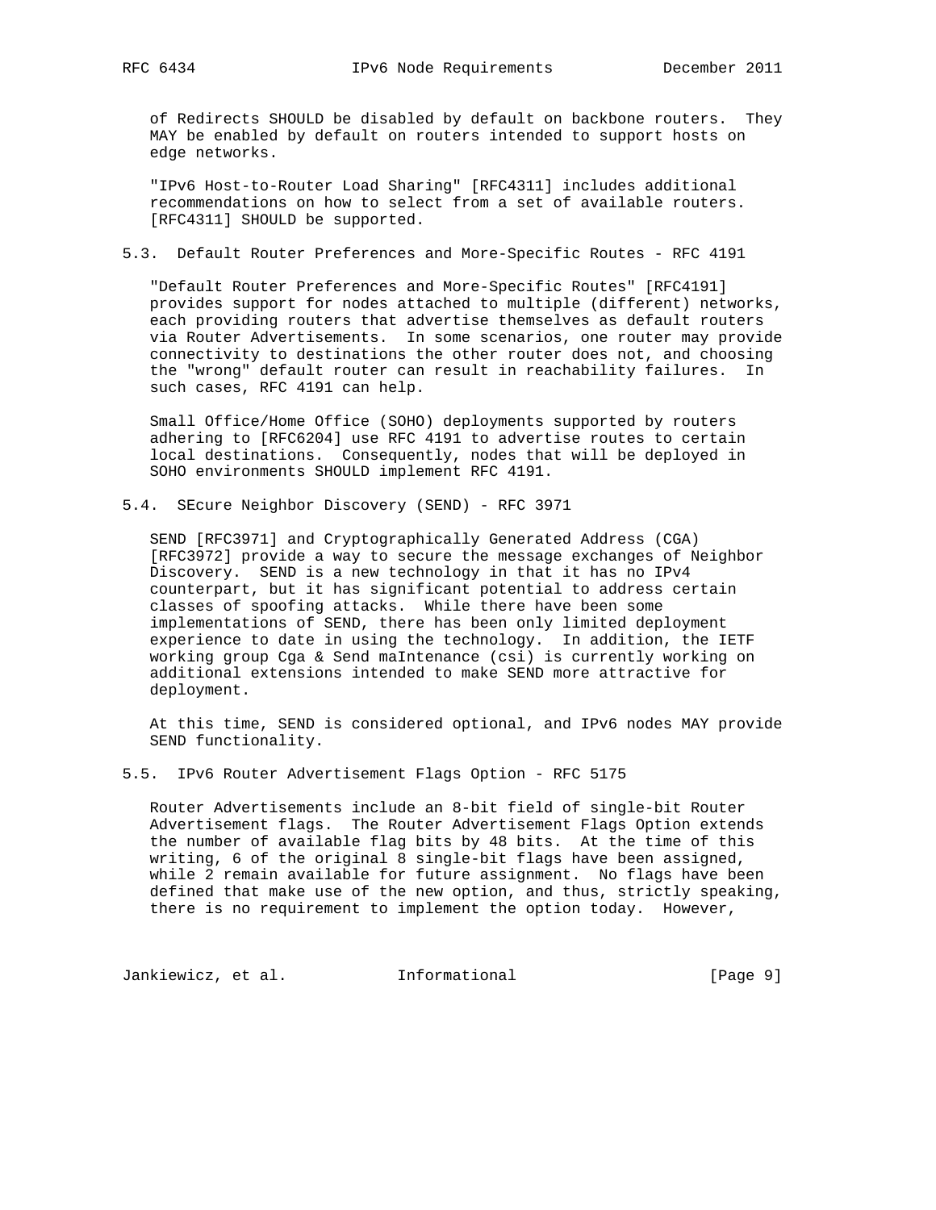of Redirects SHOULD be disabled by default on backbone routers. They MAY be enabled by default on routers intended to support hosts on edge networks.

"IPv6 Host-to-Router Load Sharing" [RFC4311] includes additional recommendations on how to select from a set of available routers. [RFC4311] SHOULD be supported.

### 5.3. Default Router Preferences and More-Specific Routes - RFC 4191

"Default Router Preferences and More-Specific Routes" [RFC4191] provides support for nodes attached to multiple (different) networks, each providing routers that advertise themselves as default routers via Router Advertisements. In some scenarios, one router may provide connectivity to destinations the other router does not, and choosing the "wrong" default router can result in reachability failures. In such cases, RFC 4191 can help.

Small Office/Home Office (SOHO) deployments supported by routers adhering to [RFC6204] use RFC 4191 to advertise routes to certain local destinations. Consequently, nodes that will be deployed in SOHO environments SHOULD implement RFC 4191.

### 5.4. SEcure Neighbor Discovery (SEND) - RFC 3971

SEND [RFC3971] and Cryptographically Generated Address (CGA) [RFC3972] provide a way to secure the message exchanges of Neighbor Discovery. SEND is a new technology in that it has no IPv4 counterpart, but it has significant potential to address certain classes of spoofing attacks. While there have been some implementations of SEND, there has been only limited deployment experience to date in using the technology. In addition, the IETF working group Cga & Send maIntenance (csi) is currently working on additional extensions intended to make SEND more attractive for deployment.

At this time, SEND is considered optional, and IPv6 nodes MAY provide SEND functionality.

### 5.5. IPv6 Router Advertisement Flags Option - RFC 5175

Router Advertisements include an 8-bit field of single-bit Router Advertisement flags. The Router Advertisement Flags Option extends the number of available flag bits by 48 bits. At the time of this writing, 6 of the original 8 single-bit flags have been assigned, while 2 remain available for future assignment. No flags have been defined that make use of the new option, and thus, strictly speaking, there is no requirement to implement the option today. However,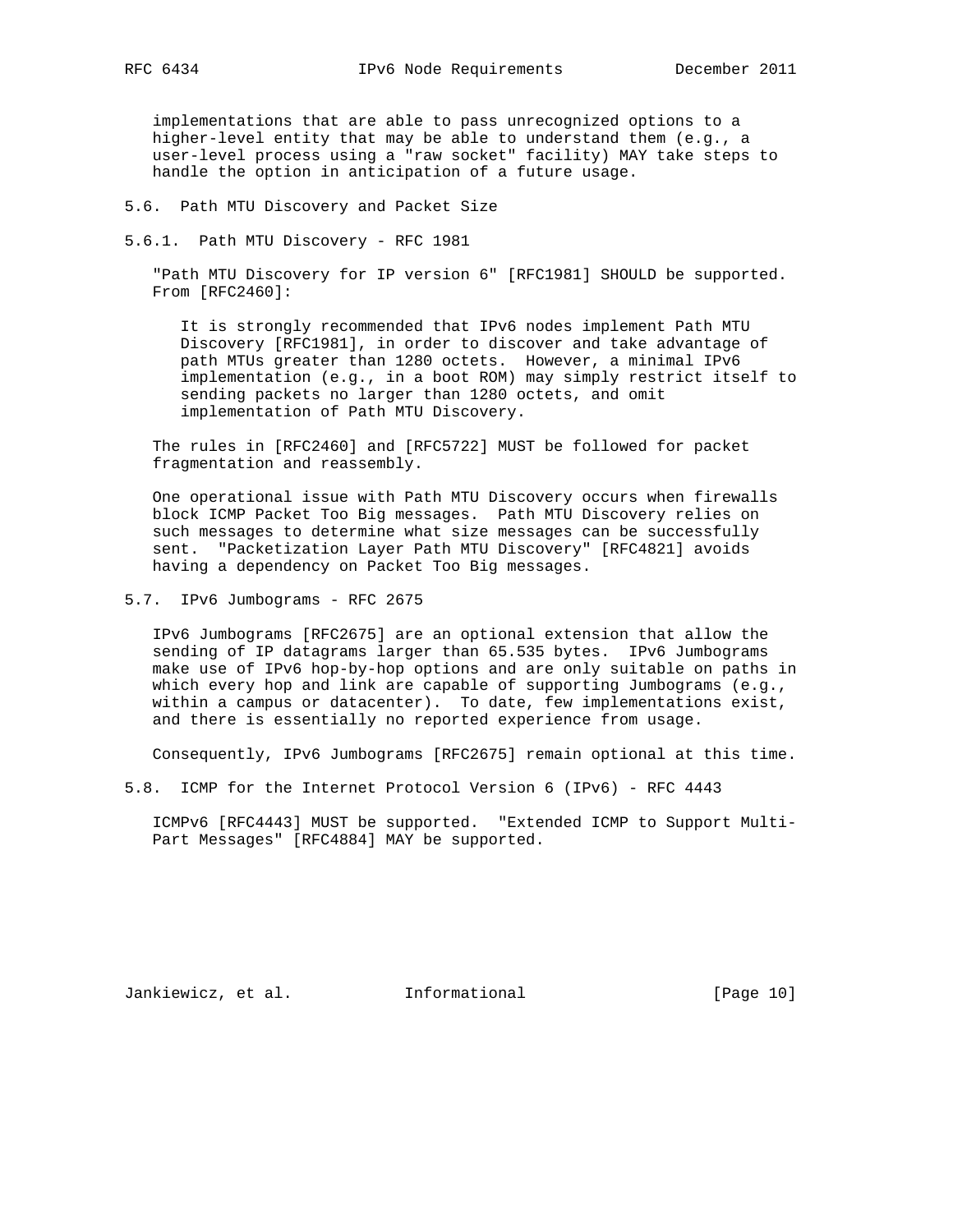implementations that are able to pass unrecognized options to a higher-level entity that may be able to understand them (e.g., a user-level process using a "raw socket" facility) MAY take steps to handle the option in anticipation of a future usage.

### 5.6. Path MTU Discovery and Packet Size

#### 5.6.1. Path MTU Discovery - RFC 1981

"Path MTU Discovery for IP version 6" [RFC1981] SHOULD be supported. From [RFC2460]:

> It is strongly recommended that IPv6 nodes implement Path MTU Discovery [RFC1981], in order to discover and take advantage of path MTUs greater than 1280 octets. However, a minimal IPv6 implementation (e.g., in a boot ROM) may simply restrict itself to sending packets no larger than 1280 octets, and omit implementation of Path MTU Discovery.

The rules in [RFC2460] and [RFC5722] MUST be followed for packet fragmentation and reassembly.

One operational issue with Path MTU Discovery occurs when firewalls block ICMP Packet Too Big messages. Path MTU Discovery relies on such messages to determine what size messages can be successfully sent. "Packetization Layer Path MTU Discovery" [RFC4821] avoids having a dependency on Packet Too Big messages.

### 5.7. IPv6 Jumbograms - RFC 2675

IPv6 Jumbograms [RFC2675] are an optional extension that allow the sending of IP datagrams larger than 65.535 bytes. IPv6 Jumbograms make use of IPv6 hop-by-hop options and are only suitable on paths in which every hop and link are capable of supporting Jumbograms (e.g., within a campus or datacenter). To date, few implementations exist, and there is essentially no reported experience from usage.

Consequently, IPv6 Jumbograms [RFC2675] remain optional at this time.

### 5.8. ICMP for the Internet Protocol Version 6 (IPv6) - RFC 4443

ICMPv6 [RFC4443] MUST be supported. "Extended ICMP to Support Multi-Part Messages" [RFC4884] MAY be supported.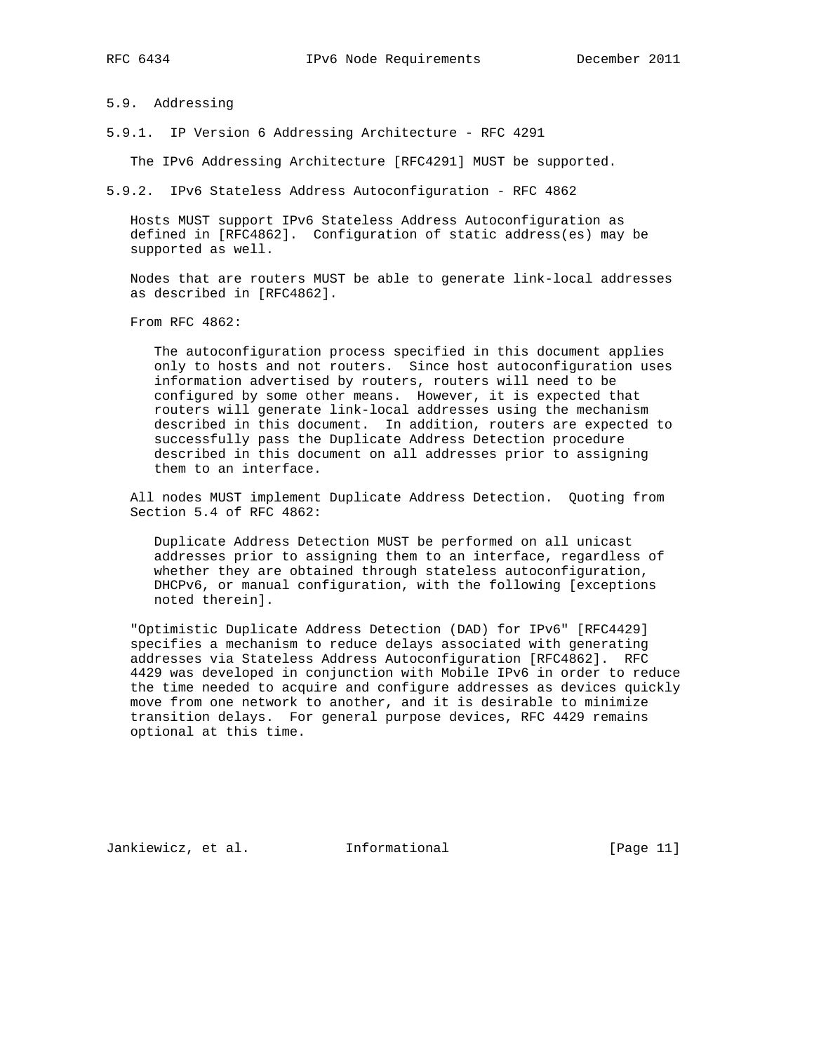### 5.9. Addressing

#### 5.9.1. IP Version 6 Addressing Architecture - RFC 4291

The IPv6 Addressing Architecture [RFC4291] MUST be supported.

#### 5.9.2. IPv6 Stateless Address Autoconfiguration - RFC 4862

Hosts MUST support IPv6 Stateless Address Autoconfiguration as defined in [RFC4862]. Configuration of static address(es) may be supported as well.

Nodes that are routers MUST be able to generate link-local addresses as described in [RFC4862].

From RFC 4862:

> The autoconfiguration process specified in this document applies only to hosts and not routers. Since host autoconfiguration uses information advertised by routers, routers will need to be configured by some other means. However, it is expected that routers will generate link-local addresses using the mechanism described in this document. In addition, routers are expected to successfully pass the Duplicate Address Detection procedure described in this document on all addresses prior to assigning them to an interface.

All nodes MUST implement Duplicate Address Detection. Quoting from Section 5.4 of RFC 4862:

> Duplicate Address Detection MUST be performed on all unicast addresses prior to assigning them to an interface, regardless of whether they are obtained through stateless autoconfiguration, DHCPv6, or manual configuration, with the following [exceptions noted therein].

"Optimistic Duplicate Address Detection (DAD) for IPv6" [RFC4429] specifies a mechanism to reduce delays associated with generating addresses via Stateless Address Autoconfiguration [RFC4862]. RFC 4429 was developed in conjunction with Mobile IPv6 in order to reduce the time needed to acquire and configure addresses as devices quickly move from one network to another, and it is desirable to minimize transition delays. For general purpose devices, RFC 4429 remains optional at this time.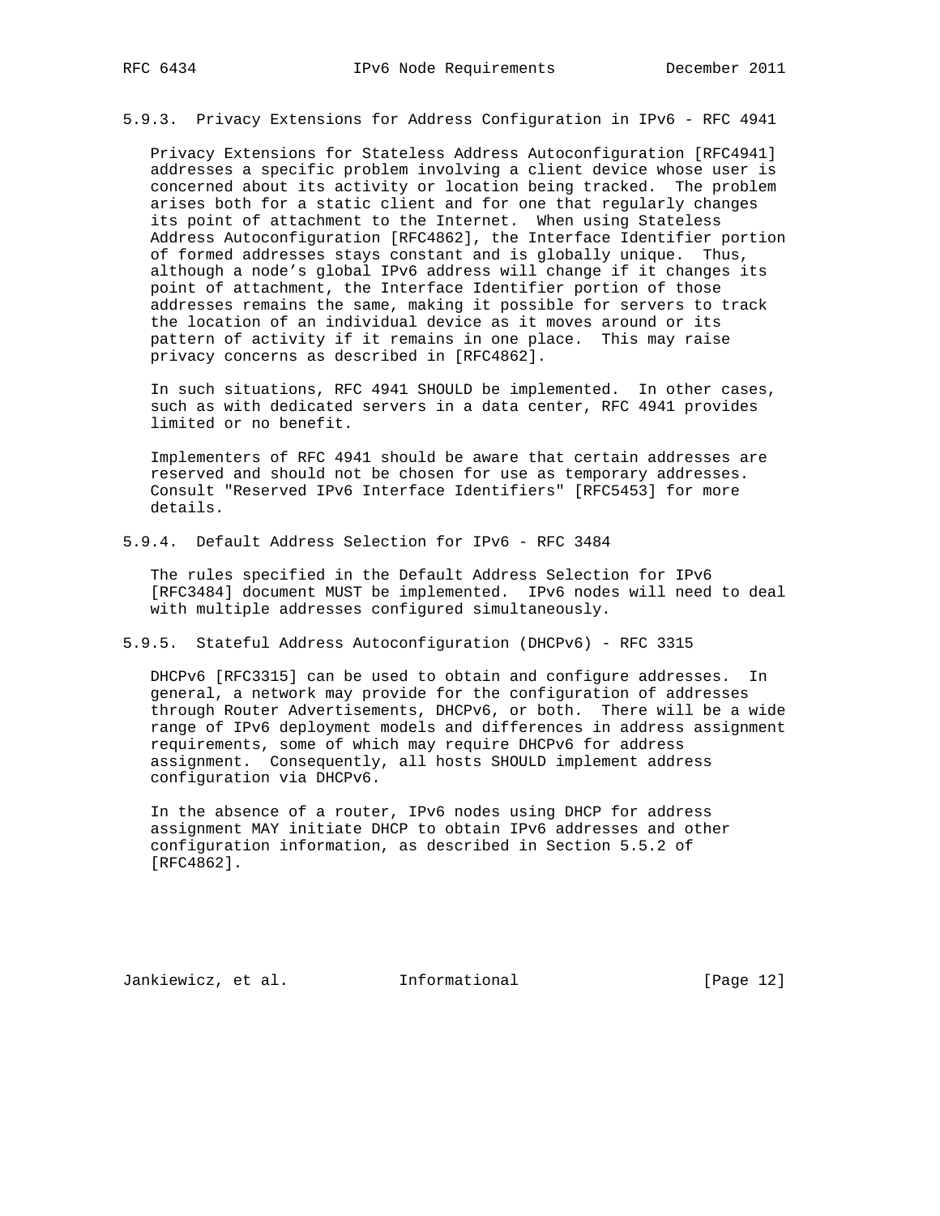#### 5.9.3. Privacy Extensions for Address Configuration in IPv6 - RFC 4941

Privacy Extensions for Stateless Address Autoconfiguration [RFC4941] addresses a specific problem involving a client device whose user is concerned about its activity or location being tracked. The problem arises both for a static client and for one that regularly changes its point of attachment to the Internet. When using Stateless Address Autoconfiguration [RFC4862], the Interface Identifier portion of formed addresses stays constant and is globally unique. Thus, although a node's global IPv6 address will change if it changes its point of attachment, the Interface Identifier portion of those addresses remains the same, making it possible for servers to track the location of an individual device as it moves around or its pattern of activity if it remains in one place. This may raise privacy concerns as described in [RFC4862].

In such situations, RFC 4941 SHOULD be implemented. In other cases, such as with dedicated servers in a data center, RFC 4941 provides limited or no benefit.

Implementers of RFC 4941 should be aware that certain addresses are reserved and should not be chosen for use as temporary addresses. Consult "Reserved IPv6 Interface Identifiers" [RFC5453] for more details.

#### 5.9.4. Default Address Selection for IPv6 - RFC 3484

The rules specified in the Default Address Selection for IPv6 [RFC3484] document MUST be implemented. IPv6 nodes will need to deal with multiple addresses configured simultaneously.

#### 5.9.5. Stateful Address Autoconfiguration (DHCPv6) - RFC 3315

DHCPv6 [RFC3315] can be used to obtain and configure addresses. In general, a network may provide for the configuration of addresses through Router Advertisements, DHCPv6, or both. There will be a wide range of IPv6 deployment models and differences in address assignment requirements, some of which may require DHCPv6 for address assignment. Consequently, all hosts SHOULD implement address configuration via DHCPv6.

In the absence of a router, IPv6 nodes using DHCP for address assignment MAY initiate DHCP to obtain IPv6 addresses and other configuration information, as described in Section 5.5.2 of [RFC4862].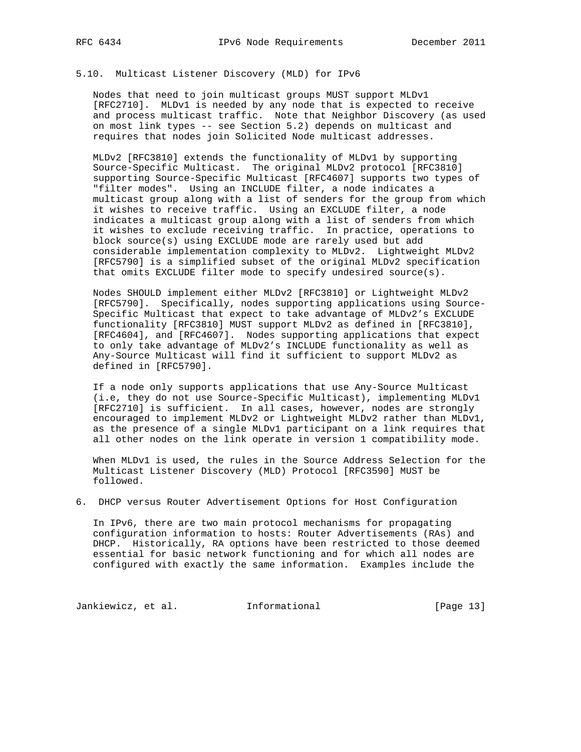## 5.10. Multicast Listener Discovery (MLD) for IPv6

Nodes that need to join multicast groups MUST support MLDv1 [RFC2710]. MLDv1 is needed by any node that is expected to receive and process multicast traffic. Note that Neighbor Discovery (as used on most link types -- see Section 5.2) depends on multicast and requires that nodes join Solicited Node multicast addresses.

MLDv2 [RFC3810] extends the functionality of MLDv1 by supporting Source-Specific Multicast. The original MLDv2 protocol [RFC3810] supporting Source-Specific Multicast [RFC4607] supports two types of "filter modes". Using an INCLUDE filter, a node indicates a multicast group along with a list of senders for the group from which it wishes to receive traffic. Using an EXCLUDE filter, a node indicates a multicast group along with a list of senders from which it wishes to exclude receiving traffic. In practice, operations to block source(s) using EXCLUDE mode are rarely used but add considerable implementation complexity to MLDv2. Lightweight MLDv2 [RFC5790] is a simplified subset of the original MLDv2 specification that omits EXCLUDE filter mode to specify undesired source(s).

Nodes SHOULD implement either MLDv2 [RFC3810] or Lightweight MLDv2 [RFC5790]. Specifically, nodes supporting applications using Source-Specific Multicast that expect to take advantage of MLDv2's EXCLUDE functionality [RFC3810] MUST support MLDv2 as defined in [RFC3810], [RFC4604], and [RFC4607]. Nodes supporting applications that expect to only take advantage of MLDv2's INCLUDE functionality as well as Any-Source Multicast will find it sufficient to support MLDv2 as defined in [RFC5790].

If a node only supports applications that use Any-Source Multicast (i.e, they do not use Source-Specific Multicast), implementing MLDv1 [RFC2710] is sufficient. In all cases, however, nodes are strongly encouraged to implement MLDv2 or Lightweight MLDv2 rather than MLDv1, as the presence of a single MLDv1 participant on a link requires that all other nodes on the link operate in version 1 compatibility mode.

When MLDv1 is used, the rules in the Source Address Selection for the Multicast Listener Discovery (MLD) Protocol [RFC3590] MUST be followed.

# 6. DHCP versus Router Advertisement Options for Host Configuration

In IPv6, there are two main protocol mechanisms for propagating configuration information to hosts: Router Advertisements (RAs) and DHCP. Historically, RA options have been restricted to those deemed essential for basic network functioning and for which all nodes are configured with exactly the same information. Examples include the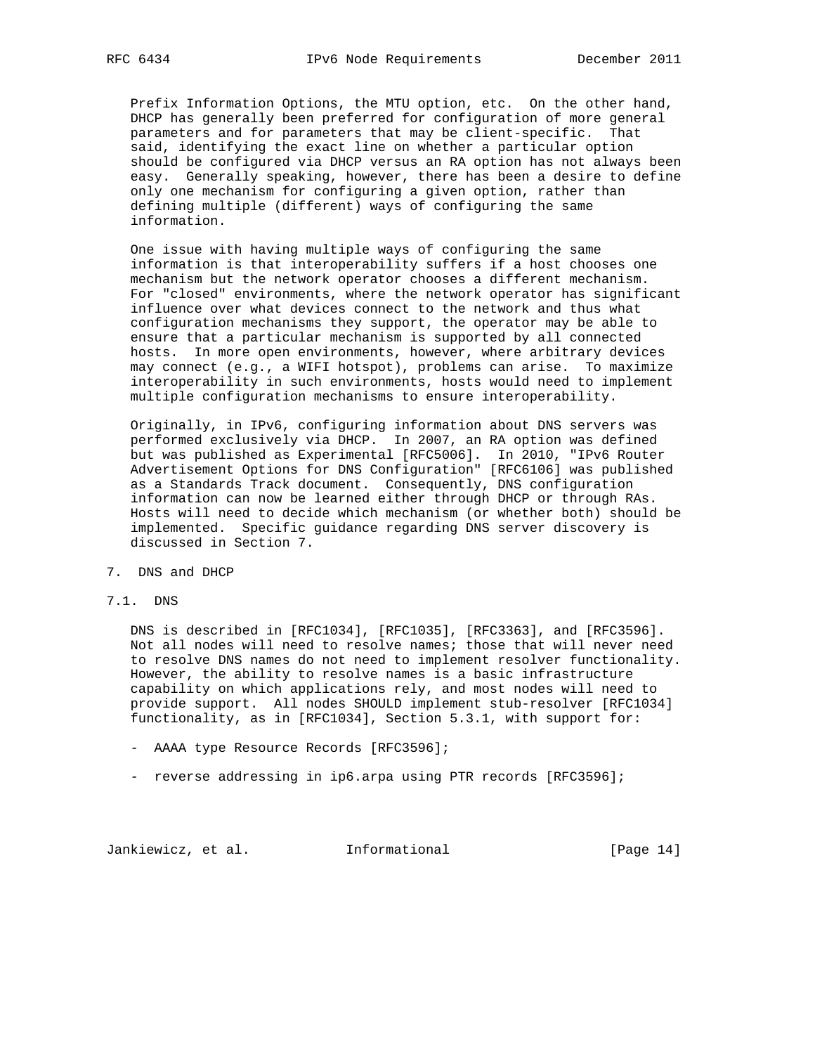Prefix Information Options, the MTU option, etc. On the other hand, DHCP has generally been preferred for configuration of more general parameters and for parameters that may be client-specific. That said, identifying the exact line on whether a particular option should be configured via DHCP versus an RA option has not always been easy. Generally speaking, however, there has been a desire to define only one mechanism for configuring a given option, rather than defining multiple (different) ways of configuring the same information.

One issue with having multiple ways of configuring the same information is that interoperability suffers if a host chooses one mechanism but the network operator chooses a different mechanism. For "closed" environments, where the network operator has significant influence over what devices connect to the network and thus what configuration mechanisms they support, the operator may be able to ensure that a particular mechanism is supported by all connected hosts. In more open environments, however, where arbitrary devices may connect (e.g., a WIFI hotspot), problems can arise. To maximize interoperability in such environments, hosts would need to implement multiple configuration mechanisms to ensure interoperability.

Originally, in IPv6, configuring information about DNS servers was performed exclusively via DHCP. In 2007, an RA option was defined but was published as Experimental [RFC5006]. In 2010, "IPv6 Router Advertisement Options for DNS Configuration" [RFC6106] was published as a Standards Track document. Consequently, DNS configuration information can now be learned either through DHCP or through RAs. Hosts will need to decide which mechanism (or whether both) should be implemented. Specific guidance regarding DNS server discovery is discussed in Section 7.

## 7. DNS and DHCP

### 7.1. DNS

DNS is described in [RFC1034], [RFC1035], [RFC3363], and [RFC3596]. Not all nodes will need to resolve names; those that will never need to resolve DNS names do not need to implement resolver functionality. However, the ability to resolve names is a basic infrastructure capability on which applications rely, and most nodes will need to provide support. All nodes SHOULD implement stub-resolver [RFC1034] functionality, as in [RFC1034], Section 5.3.1, with support for:

- AAAA type Resource Records [RFC3596];
- reverse addressing in ip6.arpa using PTR records [RFC3596];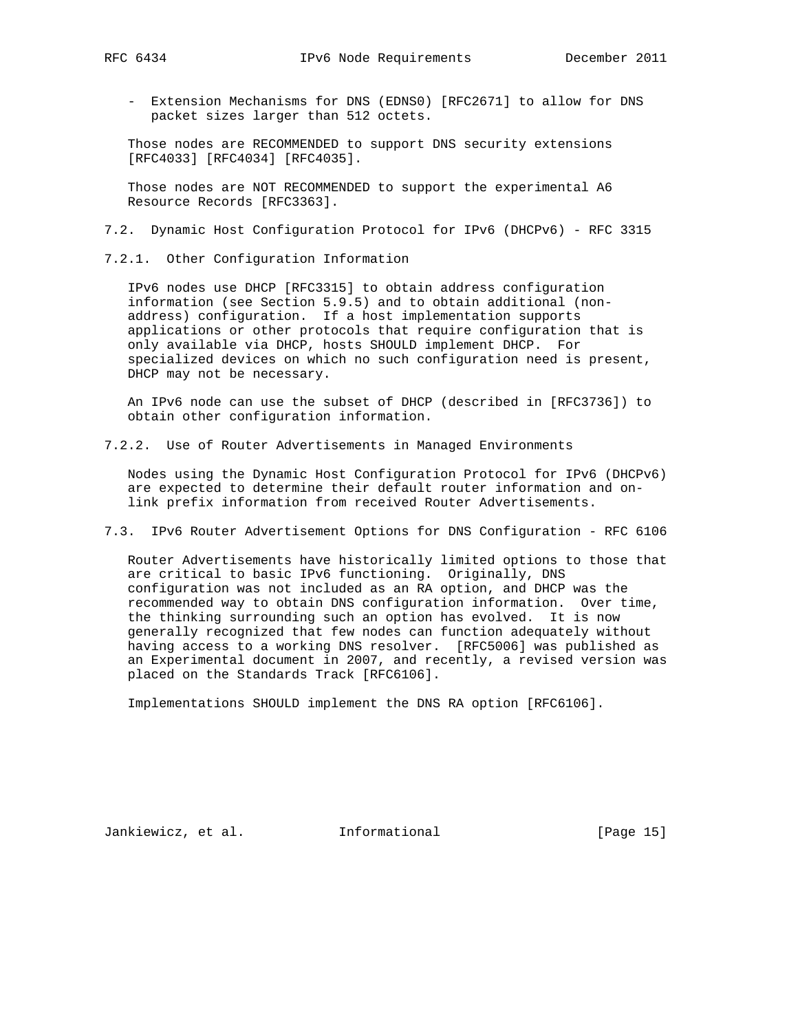- Extension Mechanisms for DNS (EDNS0) [RFC2671] to allow for DNS packet sizes larger than 512 octets.

Those nodes are RECOMMENDED to support DNS security extensions [RFC4033] [RFC4034] [RFC4035].

Those nodes are NOT RECOMMENDED to support the experimental A6 Resource Records [RFC3363].

## 7.2. Dynamic Host Configuration Protocol for IPv6 (DHCPv6) - RFC 3315

### 7.2.1. Other Configuration Information

IPv6 nodes use DHCP [RFC3315] to obtain address configuration information (see Section 5.9.5) and to obtain additional (non-address) configuration. If a host implementation supports applications or other protocols that require configuration that is only available via DHCP, hosts SHOULD implement DHCP. For specialized devices on which no such configuration need is present, DHCP may not be necessary.

An IPv6 node can use the subset of DHCP (described in [RFC3736]) to obtain other configuration information.

### 7.2.2. Use of Router Advertisements in Managed Environments

Nodes using the Dynamic Host Configuration Protocol for IPv6 (DHCPv6) are expected to determine their default router information and on-link prefix information from received Router Advertisements.

## 7.3. IPv6 Router Advertisement Options for DNS Configuration - RFC 6106

Router Advertisements have historically limited options to those that are critical to basic IPv6 functioning. Originally, DNS configuration was not included as an RA option, and DHCP was the recommended way to obtain DNS configuration information. Over time, the thinking surrounding such an option has evolved. It is now generally recognized that few nodes can function adequately without having access to a working DNS resolver. [RFC5006] was published as an Experimental document in 2007, and recently, a revised version was placed on the Standards Track [RFC6106].

Implementations SHOULD implement the DNS RA option [RFC6106].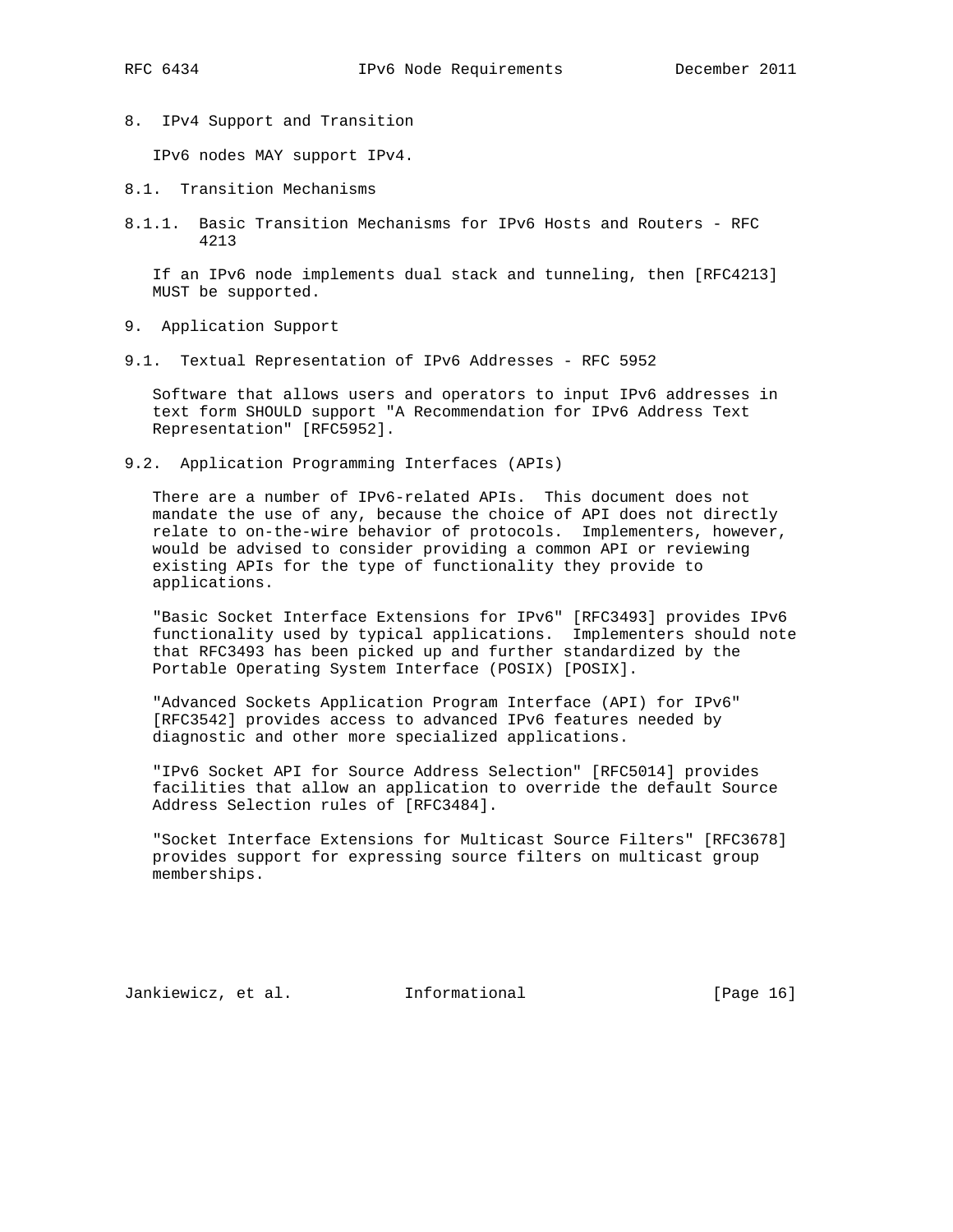## 8. IPv4 Support and Transition

IPv6 nodes MAY support IPv4.

### 8.1. Transition Mechanisms

#### 8.1.1. Basic Transition Mechanisms for IPv6 Hosts and Routers - RFC 4213

If an IPv6 node implements dual stack and tunneling, then [RFC4213] MUST be supported.

## 9. Application Support

### 9.1. Textual Representation of IPv6 Addresses - RFC 5952

Software that allows users and operators to input IPv6 addresses in text form SHOULD support "A Recommendation for IPv6 Address Text Representation" [RFC5952].

### 9.2. Application Programming Interfaces (APIs)

There are a number of IPv6-related APIs. This document does not mandate the use of any, because the choice of API does not directly relate to on-the-wire behavior of protocols. Implementers, however, would be advised to consider providing a common API or reviewing existing APIs for the type of functionality they provide to applications.

"Basic Socket Interface Extensions for IPv6" [RFC3493] provides IPv6 functionality used by typical applications. Implementers should note that RFC3493 has been picked up and further standardized by the Portable Operating System Interface (POSIX) [POSIX].

"Advanced Sockets Application Program Interface (API) for IPv6" [RFC3542] provides access to advanced IPv6 features needed by diagnostic and other more specialized applications.

"IPv6 Socket API for Source Address Selection" [RFC5014] provides facilities that allow an application to override the default Source Address Selection rules of [RFC3484].

"Socket Interface Extensions for Multicast Source Filters" [RFC3678] provides support for expressing source filters on multicast group memberships.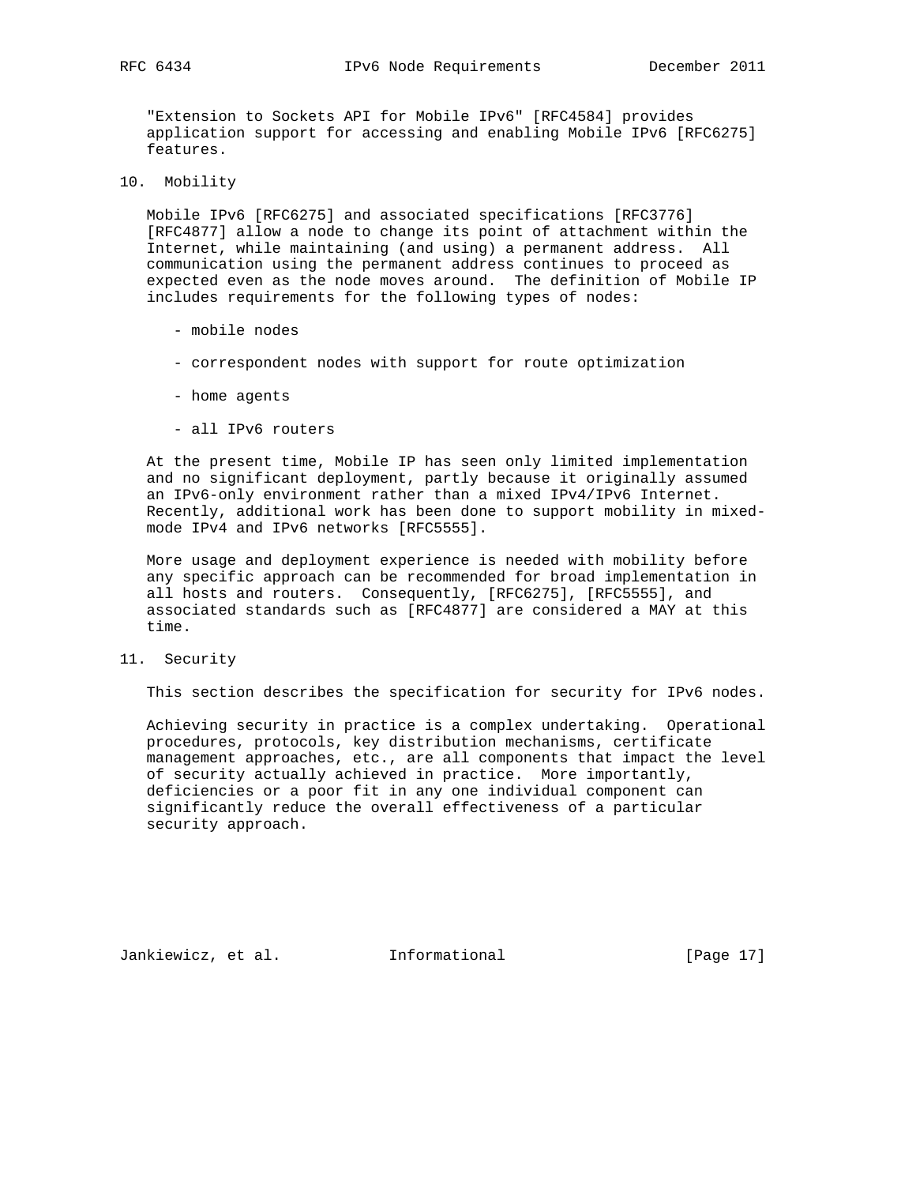"Extension to Sockets API for Mobile IPv6" [RFC4584] provides application support for accessing and enabling Mobile IPv6 [RFC6275] features.

## 10. Mobility

Mobile IPv6 [RFC6275] and associated specifications [RFC3776] [RFC4877] allow a node to change its point of attachment within the Internet, while maintaining (and using) a permanent address. All communication using the permanent address continues to proceed as expected even as the node moves around. The definition of Mobile IP includes requirements for the following types of nodes:

- mobile nodes
- correspondent nodes with support for route optimization
- home agents
- all IPv6 routers

At the present time, Mobile IP has seen only limited implementation and no significant deployment, partly because it originally assumed an IPv6-only environment rather than a mixed IPv4/IPv6 Internet. Recently, additional work has been done to support mobility in mixed-mode IPv4 and IPv6 networks [RFC5555].

More usage and deployment experience is needed with mobility before any specific approach can be recommended for broad implementation in all hosts and routers. Consequently, [RFC6275], [RFC5555], and associated standards such as [RFC4877] are considered a MAY at this time.

## 11. Security

This section describes the specification for security for IPv6 nodes.

Achieving security in practice is a complex undertaking. Operational procedures, protocols, key distribution mechanisms, certificate management approaches, etc., are all components that impact the level of security actually achieved in practice. More importantly, deficiencies or a poor fit in any one individual component can significantly reduce the overall effectiveness of a particular security approach.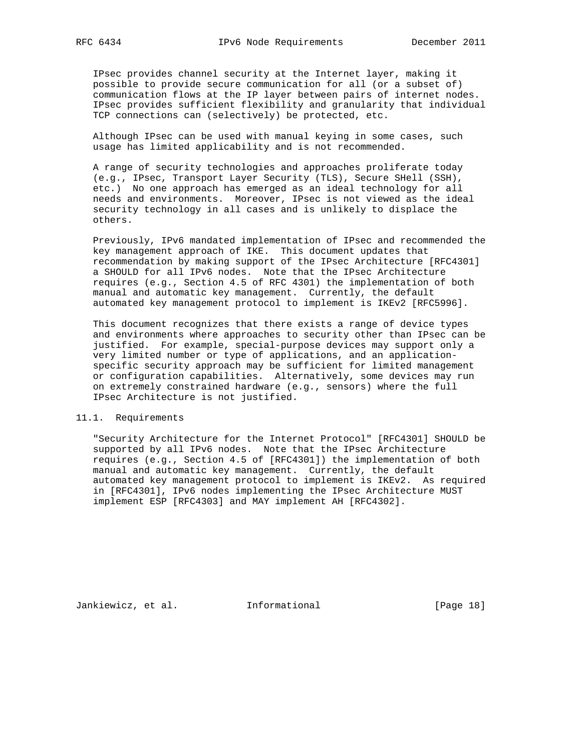IPsec provides channel security at the Internet layer, making it possible to provide secure communication for all (or a subset of) communication flows at the IP layer between pairs of internet nodes. IPsec provides sufficient flexibility and granularity that individual TCP connections can (selectively) be protected, etc.

Although IPsec can be used with manual keying in some cases, such usage has limited applicability and is not recommended.

A range of security technologies and approaches proliferate today (e.g., IPsec, Transport Layer Security (TLS), Secure SHell (SSH), etc.) No one approach has emerged as an ideal technology for all needs and environments. Moreover, IPsec is not viewed as the ideal security technology in all cases and is unlikely to displace the others.

Previously, IPv6 mandated implementation of IPsec and recommended the key management approach of IKE. This document updates that recommendation by making support of the IPsec Architecture [RFC4301] a SHOULD for all IPv6 nodes. Note that the IPsec Architecture requires (e.g., Section 4.5 of RFC 4301) the implementation of both manual and automatic key management. Currently, the default automated key management protocol to implement is IKEv2 [RFC5996].

This document recognizes that there exists a range of device types and environments where approaches to security other than IPsec can be justified. For example, special-purpose devices may support only a very limited number or type of applications, and an application-specific security approach may be sufficient for limited management or configuration capabilities. Alternatively, some devices may run on extremely constrained hardware (e.g., sensors) where the full IPsec Architecture is not justified.

## 11.1. Requirements

"Security Architecture for the Internet Protocol" [RFC4301] SHOULD be supported by all IPv6 nodes. Note that the IPsec Architecture requires (e.g., Section 4.5 of [RFC4301]) the implementation of both manual and automatic key management. Currently, the default automated key management protocol to implement is IKEv2. As required in [RFC4301], IPv6 nodes implementing the IPsec Architecture MUST implement ESP [RFC4303] and MAY implement AH [RFC4302].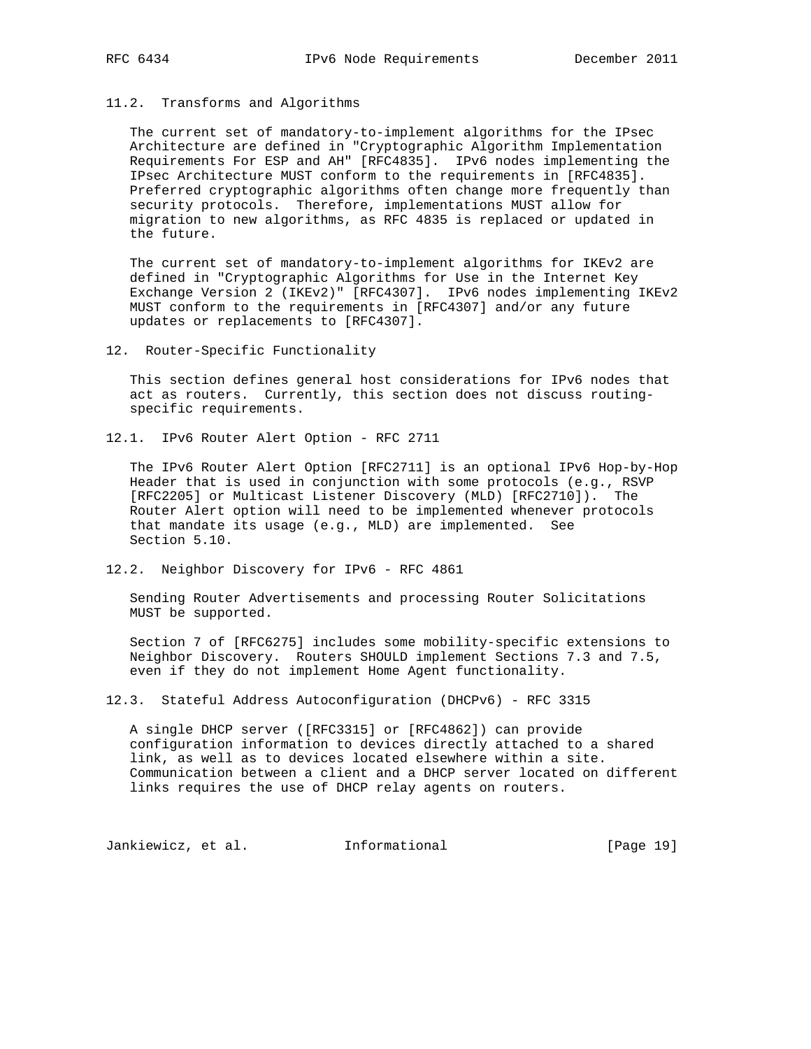### 11.2. Transforms and Algorithms

The current set of mandatory-to-implement algorithms for the IPsec Architecture are defined in "Cryptographic Algorithm Implementation Requirements For ESP and AH" [RFC4835]. IPv6 nodes implementing the IPsec Architecture MUST conform to the requirements in [RFC4835]. Preferred cryptographic algorithms often change more frequently than security protocols. Therefore, implementations MUST allow for migration to new algorithms, as RFC 4835 is replaced or updated in the future.

The current set of mandatory-to-implement algorithms for IKEv2 are defined in "Cryptographic Algorithms for Use in the Internet Key Exchange Version 2 (IKEv2)" [RFC4307]. IPv6 nodes implementing IKEv2 MUST conform to the requirements in [RFC4307] and/or any future updates or replacements to [RFC4307].

## 12. Router-Specific Functionality

This section defines general host considerations for IPv6 nodes that act as routers. Currently, this section does not discuss routing-specific requirements.

### 12.1. IPv6 Router Alert Option - RFC 2711

The IPv6 Router Alert Option [RFC2711] is an optional IPv6 Hop-by-Hop Header that is used in conjunction with some protocols (e.g., RSVP [RFC2205] or Multicast Listener Discovery (MLD) [RFC2710]). The Router Alert option will need to be implemented whenever protocols that mandate its usage (e.g., MLD) are implemented. See Section 5.10.

### 12.2. Neighbor Discovery for IPv6 - RFC 4861

Sending Router Advertisements and processing Router Solicitations MUST be supported.

Section 7 of [RFC6275] includes some mobility-specific extensions to Neighbor Discovery. Routers SHOULD implement Sections 7.3 and 7.5, even if they do not implement Home Agent functionality.

### 12.3. Stateful Address Autoconfiguration (DHCPv6) - RFC 3315

A single DHCP server ([RFC3315] or [RFC4862]) can provide configuration information to devices directly attached to a shared link, as well as to devices located elsewhere within a site. Communication between a client and a DHCP server located on different links requires the use of DHCP relay agents on routers.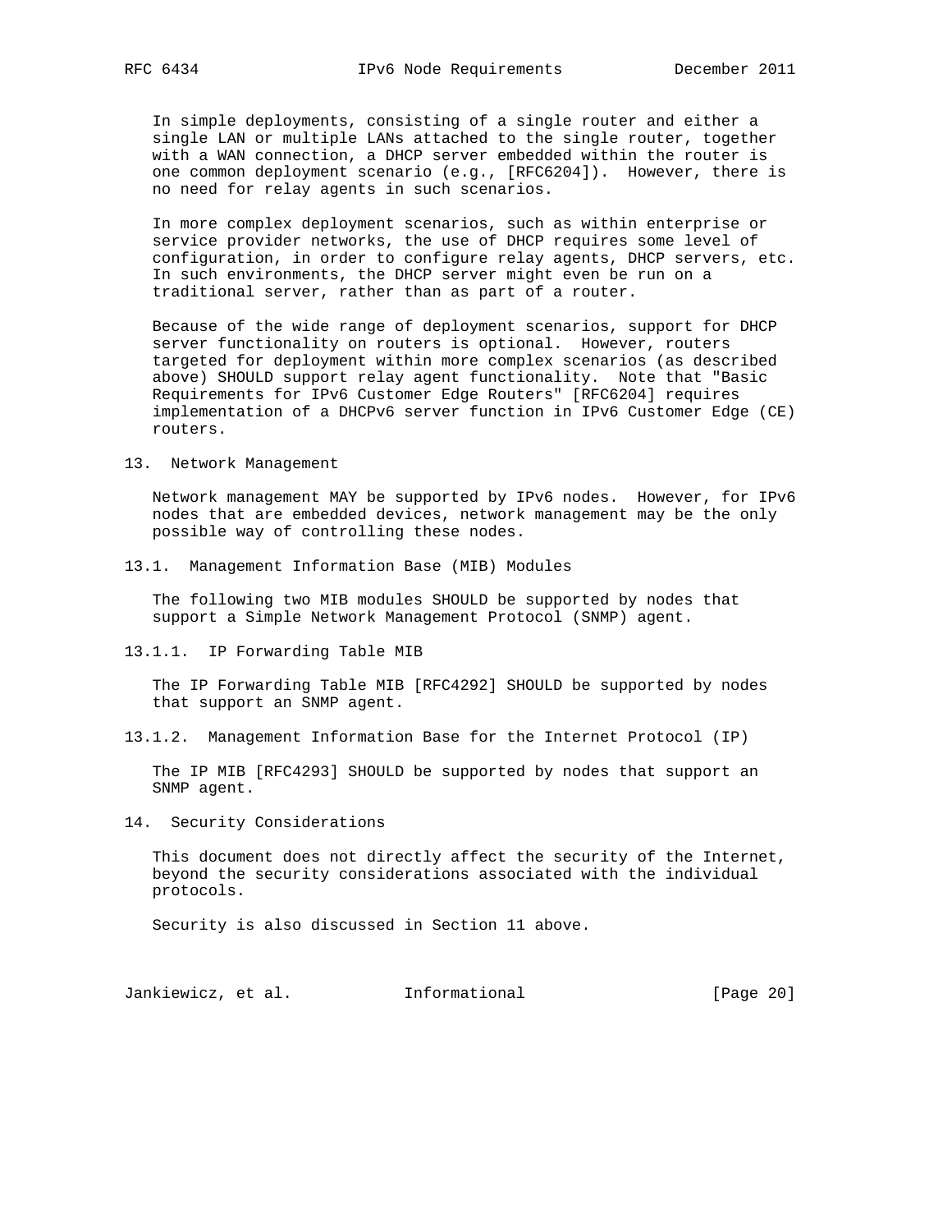In simple deployments, consisting of a single router and either a single LAN or multiple LANs attached to the single router, together with a WAN connection, a DHCP server embedded within the router is one common deployment scenario (e.g., [RFC6204]). However, there is no need for relay agents in such scenarios.

In more complex deployment scenarios, such as within enterprise or service provider networks, the use of DHCP requires some level of configuration, in order to configure relay agents, DHCP servers, etc. In such environments, the DHCP server might even be run on a traditional server, rather than as part of a router.

Because of the wide range of deployment scenarios, support for DHCP server functionality on routers is optional. However, routers targeted for deployment within more complex scenarios (as described above) SHOULD support relay agent functionality. Note that "Basic Requirements for IPv6 Customer Edge Routers" [RFC6204] requires implementation of a DHCPv6 server function in IPv6 Customer Edge (CE) routers.

# 13. Network Management

Network management MAY be supported by IPv6 nodes. However, for IPv6 nodes that are embedded devices, network management may be the only possible way of controlling these nodes.

## 13.1. Management Information Base (MIB) Modules

The following two MIB modules SHOULD be supported by nodes that support a Simple Network Management Protocol (SNMP) agent.

### 13.1.1. IP Forwarding Table MIB

The IP Forwarding Table MIB [RFC4292] SHOULD be supported by nodes that support an SNMP agent.

### 13.1.2. Management Information Base for the Internet Protocol (IP)

The IP MIB [RFC4293] SHOULD be supported by nodes that support an SNMP agent.

# 14. Security Considerations

This document does not directly affect the security of the Internet, beyond the security considerations associated with the individual protocols.

Security is also discussed in Section 11 above.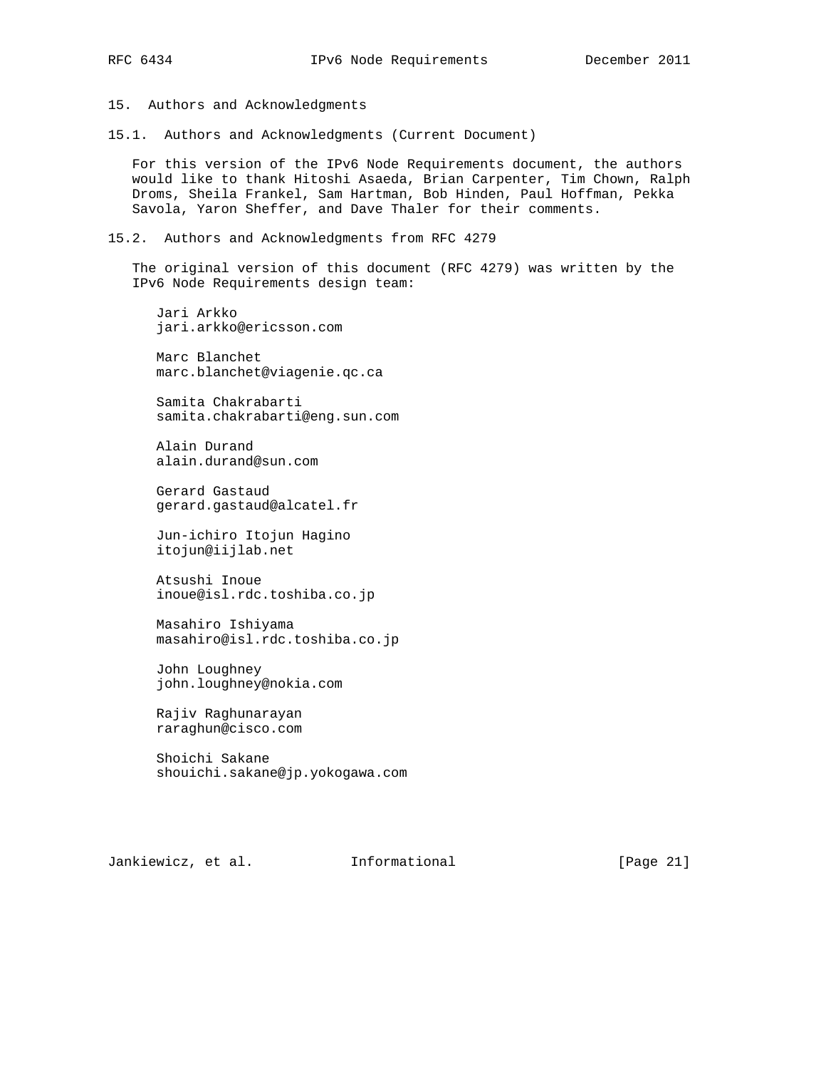## 15. Authors and Acknowledgments

### 15.1. Authors and Acknowledgments (Current Document)

For this version of the IPv6 Node Requirements document, the authors would like to thank Hitoshi Asaeda, Brian Carpenter, Tim Chown, Ralph Droms, Sheila Frankel, Sam Hartman, Bob Hinden, Paul Hoffman, Pekka Savola, Yaron Sheffer, and Dave Thaler for their comments.

### 15.2. Authors and Acknowledgments from RFC 4279

The original version of this document (RFC 4279) was written by the IPv6 Node Requirements design team:

Jari Arkko
jari.arkko@ericsson.com

Marc Blanchet
marc.blanchet@viagenie.qc.ca

Samita Chakrabarti
samita.chakrabarti@eng.sun.com

Alain Durand
alain.durand@sun.com

Gerard Gastaud
gerard.gastaud@alcatel.fr

Jun-ichiro Itojun Hagino
itojun@iijlab.net

Atsushi Inoue
inoue@isl.rdc.toshiba.co.jp

Masahiro Ishiyama
masahiro@isl.rdc.toshiba.co.jp

John Loughney
john.loughney@nokia.com

Rajiv Raghunarayan
raraghun@cisco.com

Shoichi Sakane
shouichi.sakane@jp.yokogawa.com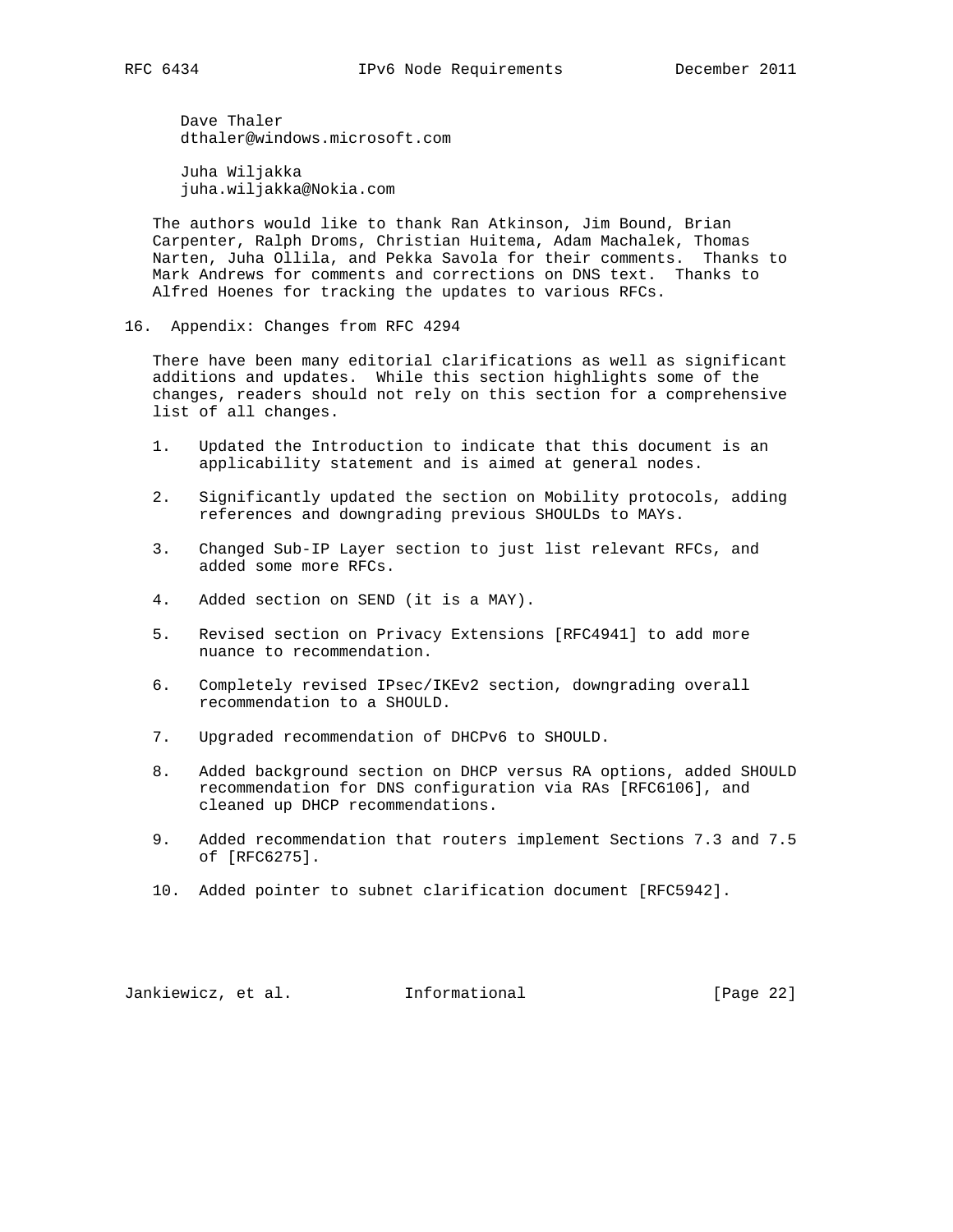Dave Thaler
dthaler@windows.microsoft.com

Juha Wiljakka
juha.wiljakka@Nokia.com

The authors would like to thank Ran Atkinson, Jim Bound, Brian Carpenter, Ralph Droms, Christian Huitema, Adam Machalek, Thomas Narten, Juha Ollila, and Pekka Savola for their comments. Thanks to Mark Andrews for comments and corrections on DNS text. Thanks to Alfred Hoenes for tracking the updates to various RFCs.

## 16. Appendix: Changes from RFC 4294

There have been many editorial clarifications as well as significant additions and updates. While this section highlights some of the changes, readers should not rely on this section for a comprehensive list of all changes.

1. Updated the Introduction to indicate that this document is an applicability statement and is aimed at general nodes.

2. Significantly updated the section on Mobility protocols, adding references and downgrading previous SHOULDs to MAYs.

3. Changed Sub-IP Layer section to just list relevant RFCs, and added some more RFCs.

4. Added section on SEND (it is a MAY).

5. Revised section on Privacy Extensions [RFC4941] to add more nuance to recommendation.

6. Completely revised IPsec/IKEv2 section, downgrading overall recommendation to a SHOULD.

7. Upgraded recommendation of DHCPv6 to SHOULD.

8. Added background section on DHCP versus RA options, added SHOULD recommendation for DNS configuration via RAs [RFC6106], and cleaned up DHCP recommendations.

9. Added recommendation that routers implement Sections 7.3 and 7.5 of [RFC6275].

10. Added pointer to subnet clarification document [RFC5942].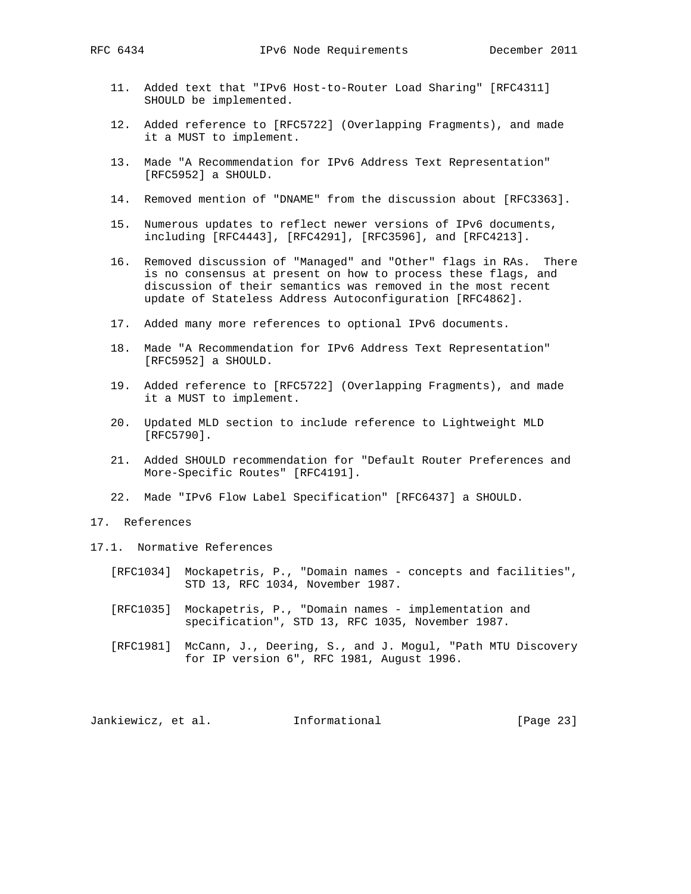11. Added text that "IPv6 Host-to-Router Load Sharing" [RFC4311] SHOULD be implemented.

12. Added reference to [RFC5722] (Overlapping Fragments), and made it a MUST to implement.

13. Made "A Recommendation for IPv6 Address Text Representation" [RFC5952] a SHOULD.

14. Removed mention of "DNAME" from the discussion about [RFC3363].

15. Numerous updates to reflect newer versions of IPv6 documents, including [RFC4443], [RFC4291], [RFC3596], and [RFC4213].

16. Removed discussion of "Managed" and "Other" flags in RAs. There is no consensus at present on how to process these flags, and discussion of their semantics was removed in the most recent update of Stateless Address Autoconfiguration [RFC4862].

17. Added many more references to optional IPv6 documents.

18. Made "A Recommendation for IPv6 Address Text Representation" [RFC5952] a SHOULD.

19. Added reference to [RFC5722] (Overlapping Fragments), and made it a MUST to implement.

20. Updated MLD section to include reference to Lightweight MLD [RFC5790].

21. Added SHOULD recommendation for "Default Router Preferences and More-Specific Routes" [RFC4191].

22. Made "IPv6 Flow Label Specification" [RFC6437] a SHOULD.

# 17. References

## 17.1. Normative References

[RFC1034] Mockapetris, P., "Domain names - concepts and facilities", STD 13, RFC 1034, November 1987.

[RFC1035] Mockapetris, P., "Domain names - implementation and specification", STD 13, RFC 1035, November 1987.

[RFC1981] McCann, J., Deering, S., and J. Mogul, "Path MTU Discovery for IP version 6", RFC 1981, August 1996.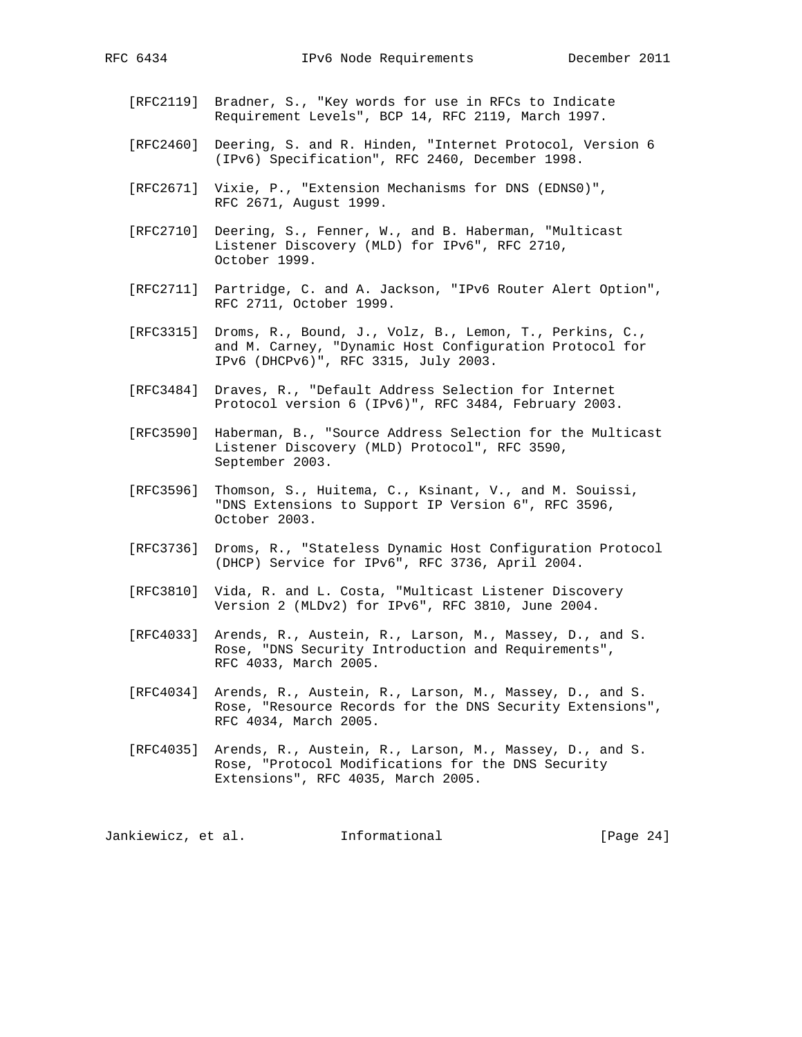[RFC2119] Bradner, S., "Key words for use in RFCs to Indicate Requirement Levels", BCP 14, RFC 2119, March 1997.

[RFC2460] Deering, S. and R. Hinden, "Internet Protocol, Version 6 (IPv6) Specification", RFC 2460, December 1998.

[RFC2671] Vixie, P., "Extension Mechanisms for DNS (EDNS0)", RFC 2671, August 1999.

[RFC2710] Deering, S., Fenner, W., and B. Haberman, "Multicast Listener Discovery (MLD) for IPv6", RFC 2710, October 1999.

[RFC2711] Partridge, C. and A. Jackson, "IPv6 Router Alert Option", RFC 2711, October 1999.

[RFC3315] Droms, R., Bound, J., Volz, B., Lemon, T., Perkins, C., and M. Carney, "Dynamic Host Configuration Protocol for IPv6 (DHCPv6)", RFC 3315, July 2003.

[RFC3484] Draves, R., "Default Address Selection for Internet Protocol version 6 (IPv6)", RFC 3484, February 2003.

[RFC3590] Haberman, B., "Source Address Selection for the Multicast Listener Discovery (MLD) Protocol", RFC 3590, September 2003.

[RFC3596] Thomson, S., Huitema, C., Ksinant, V., and M. Souissi, "DNS Extensions to Support IP Version 6", RFC 3596, October 2003.

[RFC3736] Droms, R., "Stateless Dynamic Host Configuration Protocol (DHCP) Service for IPv6", RFC 3736, April 2004.

[RFC3810] Vida, R. and L. Costa, "Multicast Listener Discovery Version 2 (MLDv2) for IPv6", RFC 3810, June 2004.

[RFC4033] Arends, R., Austein, R., Larson, M., Massey, D., and S. Rose, "DNS Security Introduction and Requirements", RFC 4033, March 2005.

[RFC4034] Arends, R., Austein, R., Larson, M., Massey, D., and S. Rose, "Resource Records for the DNS Security Extensions", RFC 4034, March 2005.

[RFC4035] Arends, R., Austein, R., Larson, M., Massey, D., and S. Rose, "Protocol Modifications for the DNS Security Extensions", RFC 4035, March 2005.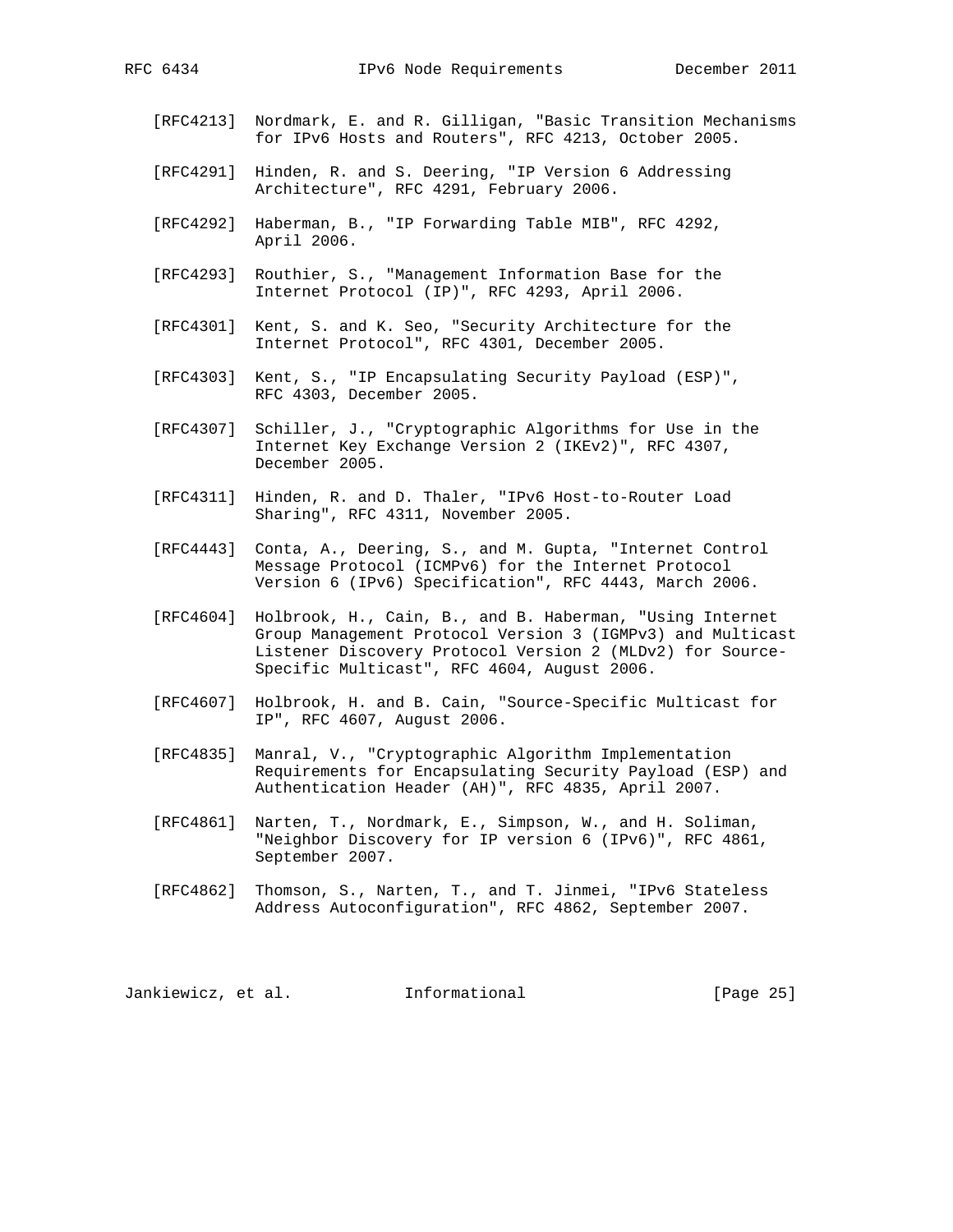[RFC4213] Nordmark, E. and R. Gilligan, "Basic Transition Mechanisms for IPv6 Hosts and Routers", RFC 4213, October 2005.

[RFC4291] Hinden, R. and S. Deering, "IP Version 6 Addressing Architecture", RFC 4291, February 2006.

[RFC4292] Haberman, B., "IP Forwarding Table MIB", RFC 4292, April 2006.

[RFC4293] Routhier, S., "Management Information Base for the Internet Protocol (IP)", RFC 4293, April 2006.

[RFC4301] Kent, S. and K. Seo, "Security Architecture for the Internet Protocol", RFC 4301, December 2005.

[RFC4303] Kent, S., "IP Encapsulating Security Payload (ESP)", RFC 4303, December 2005.

[RFC4307] Schiller, J., "Cryptographic Algorithms for Use in the Internet Key Exchange Version 2 (IKEv2)", RFC 4307, December 2005.

[RFC4311] Hinden, R. and D. Thaler, "IPv6 Host-to-Router Load Sharing", RFC 4311, November 2005.

[RFC4443] Conta, A., Deering, S., and M. Gupta, "Internet Control Message Protocol (ICMPv6) for the Internet Protocol Version 6 (IPv6) Specification", RFC 4443, March 2006.

[RFC4604] Holbrook, H., Cain, B., and B. Haberman, "Using Internet Group Management Protocol Version 3 (IGMPv3) and Multicast Listener Discovery Protocol Version 2 (MLDv2) for Source-Specific Multicast", RFC 4604, August 2006.

[RFC4607] Holbrook, H. and B. Cain, "Source-Specific Multicast for IP", RFC 4607, August 2006.

[RFC4835] Manral, V., "Cryptographic Algorithm Implementation Requirements for Encapsulating Security Payload (ESP) and Authentication Header (AH)", RFC 4835, April 2007.

[RFC4861] Narten, T., Nordmark, E., Simpson, W., and H. Soliman, "Neighbor Discovery for IP version 6 (IPv6)", RFC 4861, September 2007.

[RFC4862] Thomson, S., Narten, T., and T. Jinmei, "IPv6 Stateless Address Autoconfiguration", RFC 4862, September 2007.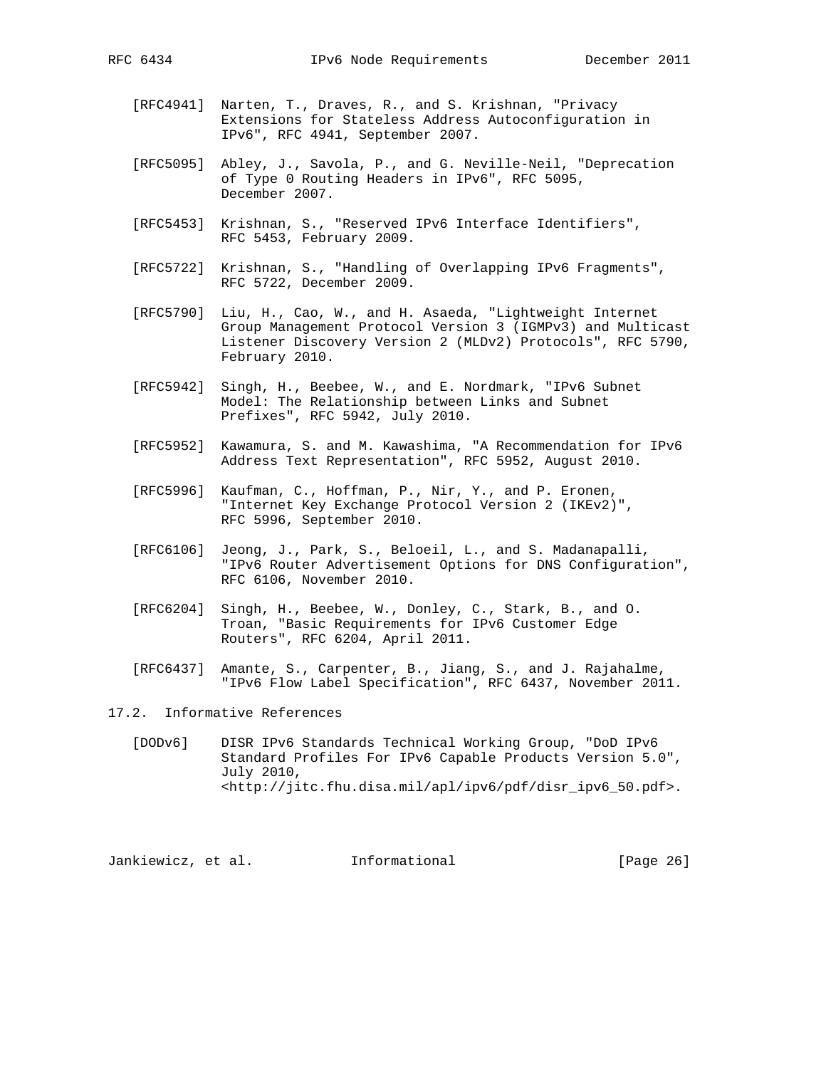[RFC4941] Narten, T., Draves, R., and S. Krishnan, "Privacy Extensions for Stateless Address Autoconfiguration in IPv6", RFC 4941, September 2007.

[RFC5095] Abley, J., Savola, P., and G. Neville-Neil, "Deprecation of Type 0 Routing Headers in IPv6", RFC 5095, December 2007.

[RFC5453] Krishnan, S., "Reserved IPv6 Interface Identifiers", RFC 5453, February 2009.

[RFC5722] Krishnan, S., "Handling of Overlapping IPv6 Fragments", RFC 5722, December 2009.

[RFC5790] Liu, H., Cao, W., and H. Asaeda, "Lightweight Internet Group Management Protocol Version 3 (IGMPv3) and Multicast Listener Discovery Version 2 (MLDv2) Protocols", RFC 5790, February 2010.

[RFC5942] Singh, H., Beebee, W., and E. Nordmark, "IPv6 Subnet Model: The Relationship between Links and Subnet Prefixes", RFC 5942, July 2010.

[RFC5952] Kawamura, S. and M. Kawashima, "A Recommendation for IPv6 Address Text Representation", RFC 5952, August 2010.

[RFC5996] Kaufman, C., Hoffman, P., Nir, Y., and P. Eronen, "Internet Key Exchange Protocol Version 2 (IKEv2)", RFC 5996, September 2010.

[RFC6106] Jeong, J., Park, S., Beloeil, L., and S. Madanapalli, "IPv6 Router Advertisement Options for DNS Configuration", RFC 6106, November 2010.

[RFC6204] Singh, H., Beebee, W., Donley, C., Stark, B., and O. Troan, "Basic Requirements for IPv6 Customer Edge Routers", RFC 6204, April 2011.

[RFC6437] Amante, S., Carpenter, B., Jiang, S., and J. Rajahalme, "IPv6 Flow Label Specification", RFC 6437, November 2011.

## 17.2. Informative References

[DODv6] DISR IPv6 Standards Technical Working Group, "DoD IPv6 Standard Profiles For IPv6 Capable Products Version 5.0", July 2010, <http://jitc.fhu.disa.mil/apl/ipv6/pdf/disr_ipv6_50.pdf>.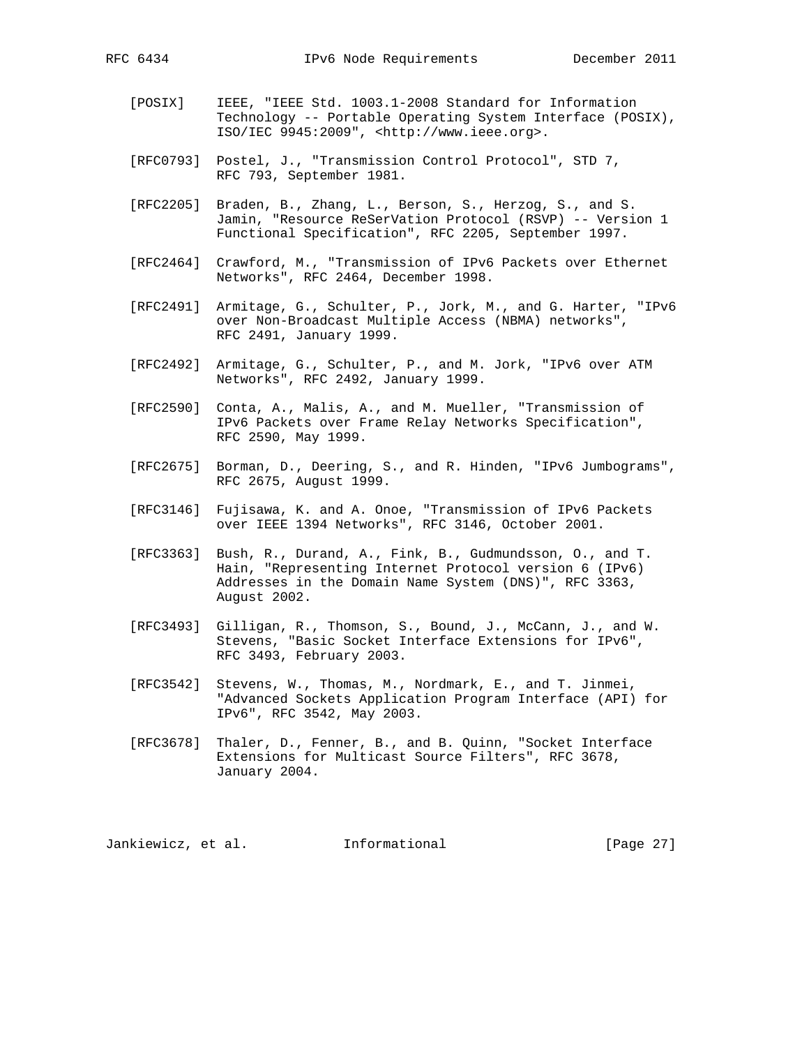[POSIX] IEEE, "IEEE Std. 1003.1-2008 Standard for Information Technology -- Portable Operating System Interface (POSIX), ISO/IEC 9945:2009", <http://www.ieee.org>.

[RFC0793] Postel, J., "Transmission Control Protocol", STD 7, RFC 793, September 1981.

[RFC2205] Braden, B., Zhang, L., Berson, S., Herzog, S., and S. Jamin, "Resource ReSerVation Protocol (RSVP) -- Version 1 Functional Specification", RFC 2205, September 1997.

[RFC2464] Crawford, M., "Transmission of IPv6 Packets over Ethernet Networks", RFC 2464, December 1998.

[RFC2491] Armitage, G., Schulter, P., Jork, M., and G. Harter, "IPv6 over Non-Broadcast Multiple Access (NBMA) networks", RFC 2491, January 1999.

[RFC2492] Armitage, G., Schulter, P., and M. Jork, "IPv6 over ATM Networks", RFC 2492, January 1999.

[RFC2590] Conta, A., Malis, A., and M. Mueller, "Transmission of IPv6 Packets over Frame Relay Networks Specification", RFC 2590, May 1999.

[RFC2675] Borman, D., Deering, S., and R. Hinden, "IPv6 Jumbograms", RFC 2675, August 1999.

[RFC3146] Fujisawa, K. and A. Onoe, "Transmission of IPv6 Packets over IEEE 1394 Networks", RFC 3146, October 2001.

[RFC3363] Bush, R., Durand, A., Fink, B., Gudmundsson, O., and T. Hain, "Representing Internet Protocol version 6 (IPv6) Addresses in the Domain Name System (DNS)", RFC 3363, August 2002.

[RFC3493] Gilligan, R., Thomson, S., Bound, J., McCann, J., and W. Stevens, "Basic Socket Interface Extensions for IPv6", RFC 3493, February 2003.

[RFC3542] Stevens, W., Thomas, M., Nordmark, E., and T. Jinmei, "Advanced Sockets Application Program Interface (API) for IPv6", RFC 3542, May 2003.

[RFC3678] Thaler, D., Fenner, B., and B. Quinn, "Socket Interface Extensions for Multicast Source Filters", RFC 3678, January 2004.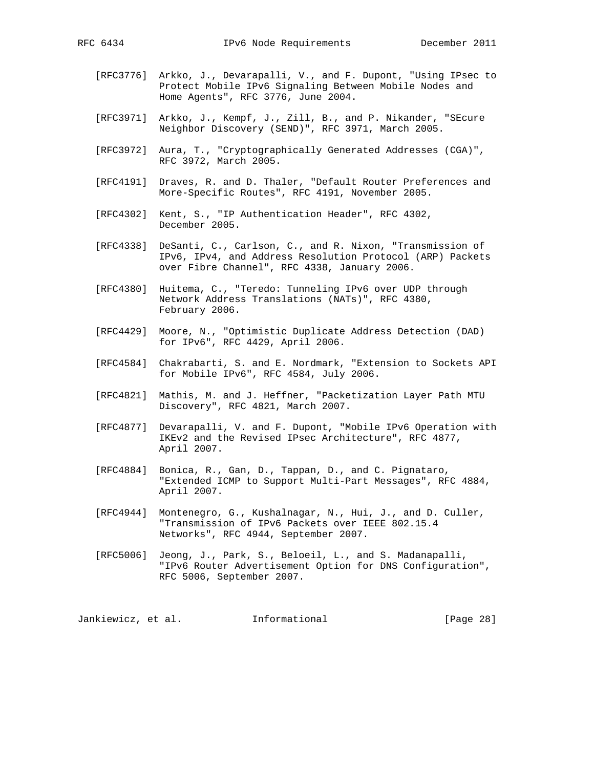[RFC3776] Arkko, J., Devarapalli, V., and F. Dupont, "Using IPsec to Protect Mobile IPv6 Signaling Between Mobile Nodes and Home Agents", RFC 3776, June 2004.

[RFC3971] Arkko, J., Kempf, J., Zill, B., and P. Nikander, "SEcure Neighbor Discovery (SEND)", RFC 3971, March 2005.

[RFC3972] Aura, T., "Cryptographically Generated Addresses (CGA)", RFC 3972, March 2005.

[RFC4191] Draves, R. and D. Thaler, "Default Router Preferences and More-Specific Routes", RFC 4191, November 2005.

[RFC4302] Kent, S., "IP Authentication Header", RFC 4302, December 2005.

[RFC4338] DeSanti, C., Carlson, C., and R. Nixon, "Transmission of IPv6, IPv4, and Address Resolution Protocol (ARP) Packets over Fibre Channel", RFC 4338, January 2006.

[RFC4380] Huitema, C., "Teredo: Tunneling IPv6 over UDP through Network Address Translations (NATs)", RFC 4380, February 2006.

[RFC4429] Moore, N., "Optimistic Duplicate Address Detection (DAD) for IPv6", RFC 4429, April 2006.

[RFC4584] Chakrabarti, S. and E. Nordmark, "Extension to Sockets API for Mobile IPv6", RFC 4584, July 2006.

[RFC4821] Mathis, M. and J. Heffner, "Packetization Layer Path MTU Discovery", RFC 4821, March 2007.

[RFC4877] Devarapalli, V. and F. Dupont, "Mobile IPv6 Operation with IKEv2 and the Revised IPsec Architecture", RFC 4877, April 2007.

[RFC4884] Bonica, R., Gan, D., Tappan, D., and C. Pignataro, "Extended ICMP to Support Multi-Part Messages", RFC 4884, April 2007.

[RFC4944] Montenegro, G., Kushalnagar, N., Hui, J., and D. Culler, "Transmission of IPv6 Packets over IEEE 802.15.4 Networks", RFC 4944, September 2007.

[RFC5006] Jeong, J., Park, S., Beloeil, L., and S. Madanapalli, "IPv6 Router Advertisement Option for DNS Configuration", RFC 5006, September 2007.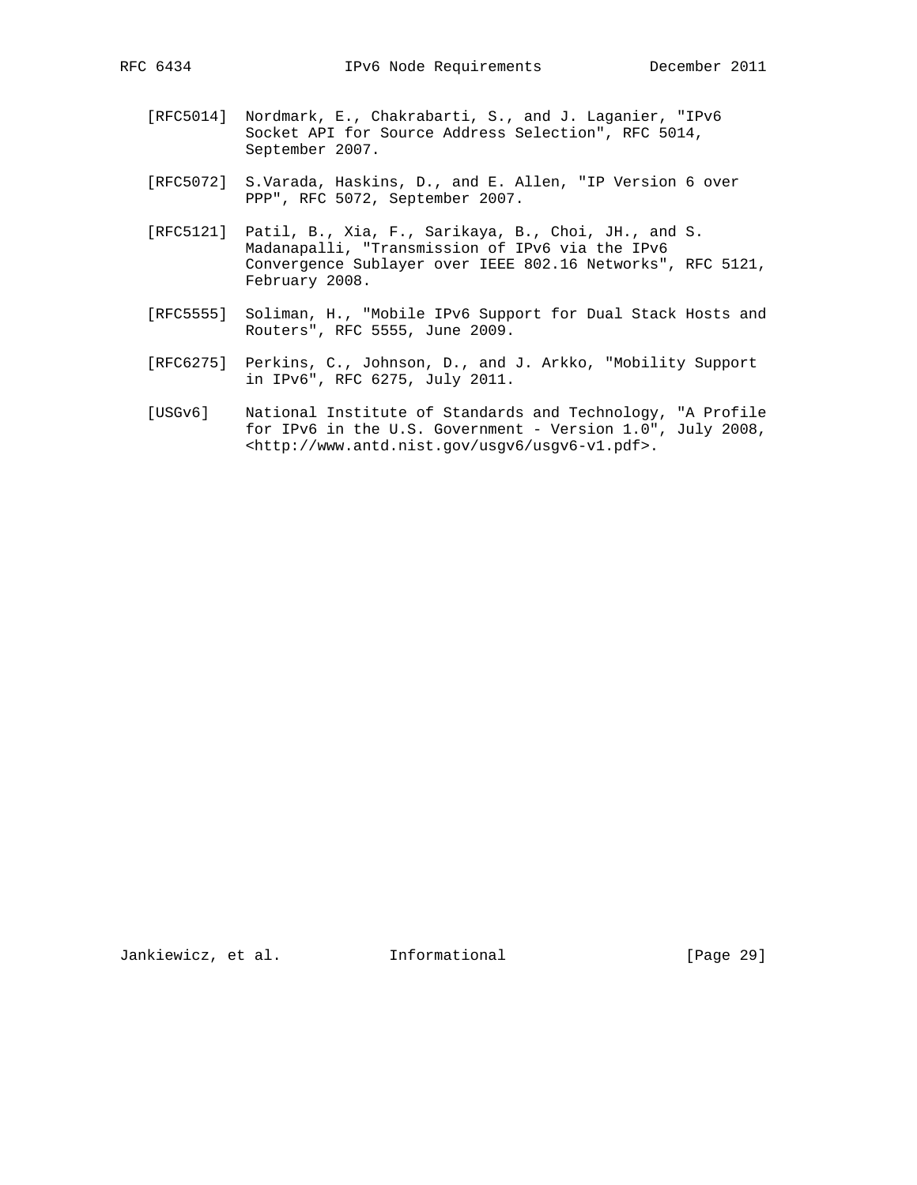[RFC5014] Nordmark, E., Chakrabarti, S., and J. Laganier, "IPv6 Socket API for Source Address Selection", RFC 5014, September 2007.

[RFC5072] S.Varada, Haskins, D., and E. Allen, "IP Version 6 over PPP", RFC 5072, September 2007.

[RFC5121] Patil, B., Xia, F., Sarikaya, B., Choi, JH., and S. Madanapalli, "Transmission of IPv6 via the IPv6 Convergence Sublayer over IEEE 802.16 Networks", RFC 5121, February 2008.

[RFC5555] Soliman, H., "Mobile IPv6 Support for Dual Stack Hosts and Routers", RFC 5555, June 2009.

[RFC6275] Perkins, C., Johnson, D., and J. Arkko, "Mobility Support in IPv6", RFC 6275, July 2011.

[USGv6] National Institute of Standards and Technology, "A Profile for IPv6 in the U.S. Government - Version 1.0", July 2008, <http://www.antd.nist.gov/usgv6/usgv6-v1.pdf>.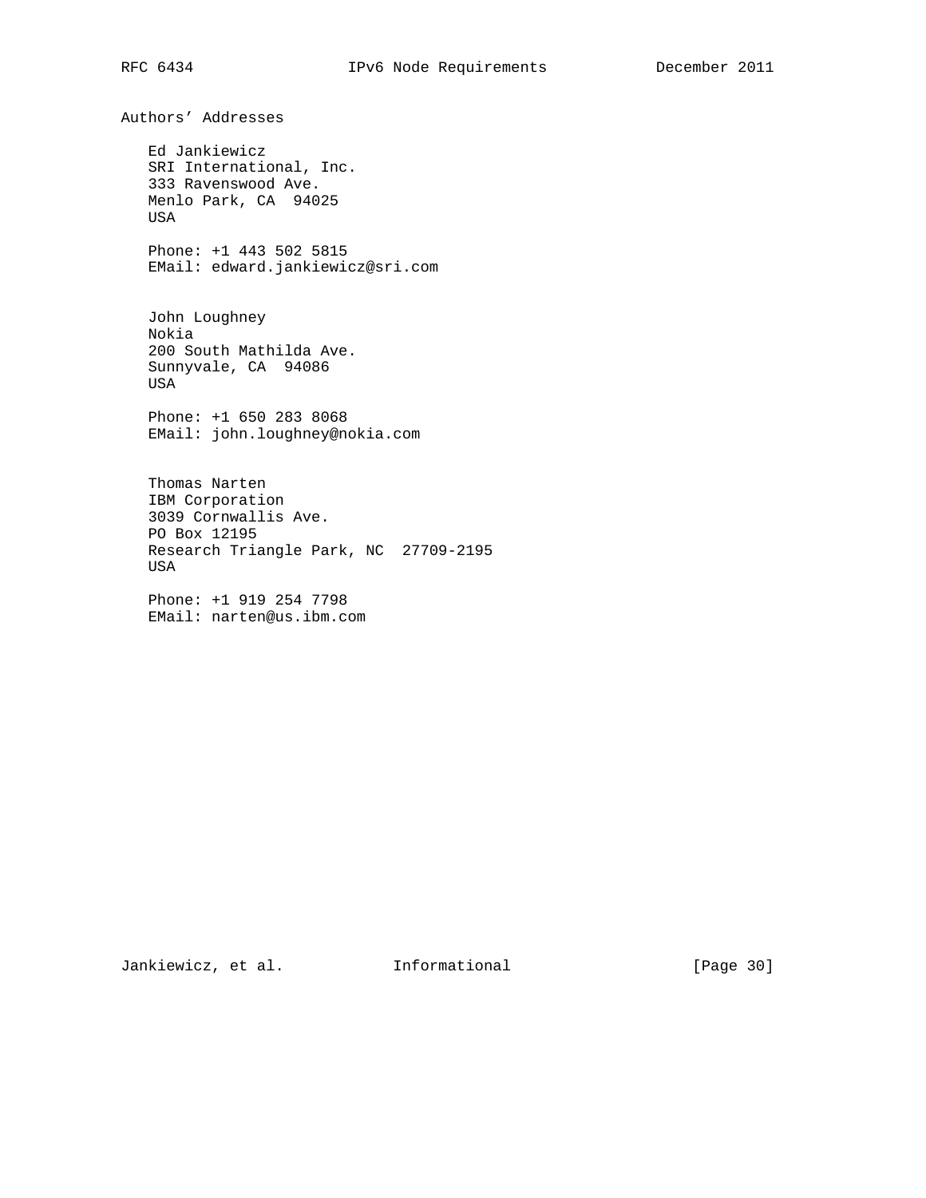## Authors' Addresses

Ed Jankiewicz
SRI International, Inc.
333 Ravenswood Ave.
Menlo Park, CA  94025
USA

Phone: +1 443 502 5815
EMail: edward.jankiewicz@sri.com

John Loughney
Nokia
200 South Mathilda Ave.
Sunnyvale, CA  94086
USA

Phone: +1 650 283 8068
EMail: john.loughney@nokia.com

Thomas Narten
IBM Corporation
3039 Cornwallis Ave.
PO Box 12195
Research Triangle Park, NC  27709-2195
USA

Phone: +1 919 254 7798
EMail: narten@us.ibm.com